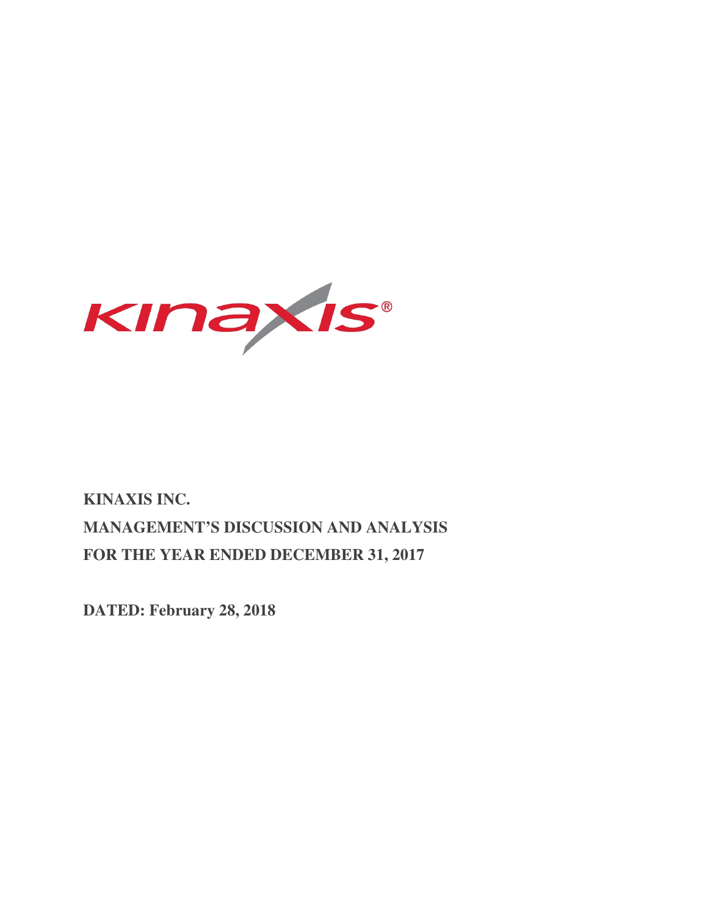# KINAXIS INC.

# MANAGEMENT'S DISCUSSION AND ANALYSIS

# FOR THE YEAR ENDED DECEMBER 31, 2017

**DATED: February 28, 2018**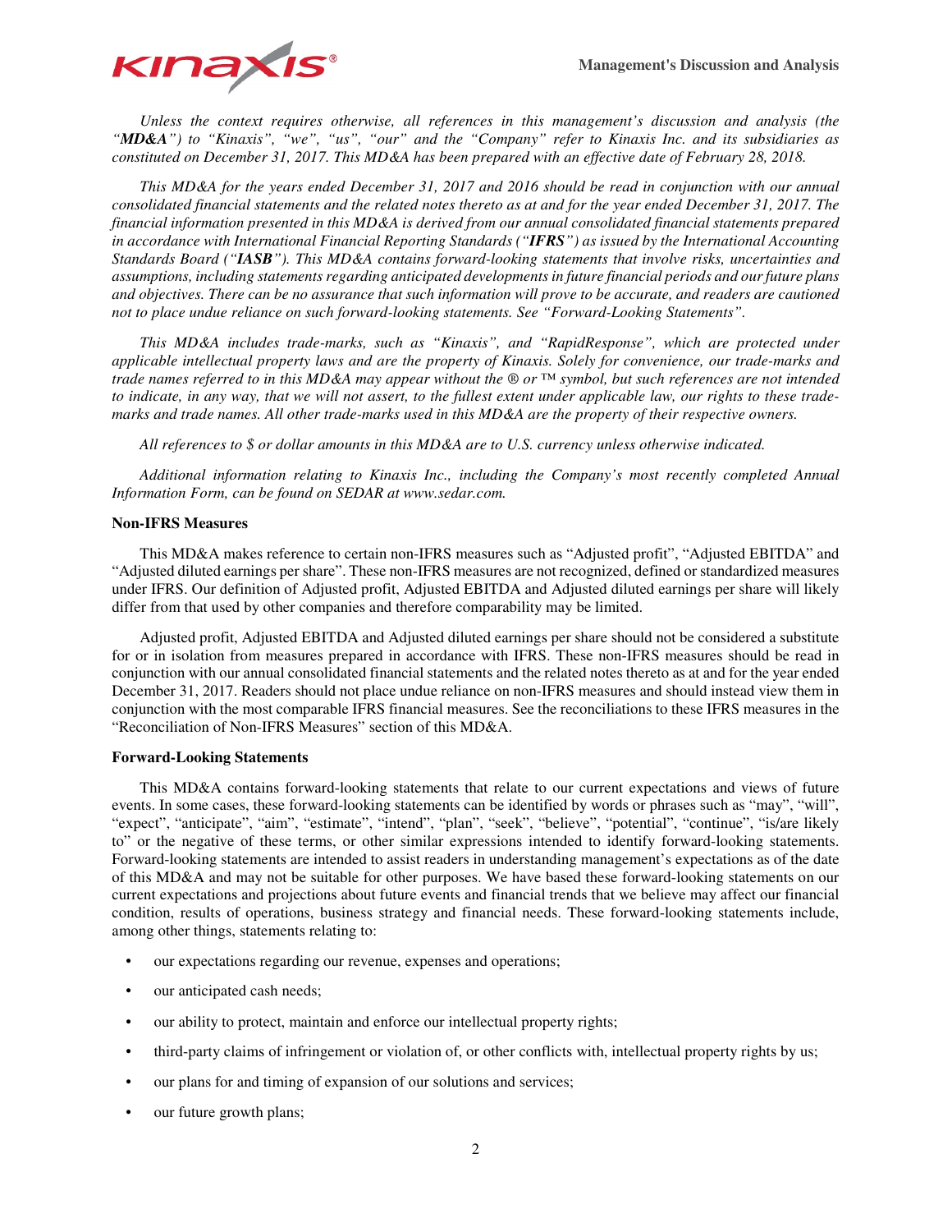*Unless the context requires otherwise, all references in this management's discussion and analysis (the "**MD&A**") to "Kinaxis", "we", "us", "our" and the "Company" refer to Kinaxis Inc. and its subsidiaries as constituted on December 31, 2017. This MD&A has been prepared with an effective date of February 28, 2018.*

*This MD&A for the years ended December 31, 2017 and 2016 should be read in conjunction with our annual consolidated financial statements and the related notes thereto as at and for the year ended December 31, 2017. The financial information presented in this MD&A is derived from our annual consolidated financial statements prepared in accordance with International Financial Reporting Standards ("**IFRS**") as issued by the International Accounting Standards Board ("**IASB**"). This MD&A contains forward-looking statements that involve risks, uncertainties and assumptions, including statements regarding anticipated developments in future financial periods and our future plans and objectives. There can be no assurance that such information will prove to be accurate, and readers are cautioned not to place undue reliance on such forward-looking statements. See "Forward-Looking Statements".*

*This MD&A includes trade-marks, such as "Kinaxis", and "RapidResponse", which are protected under applicable intellectual property laws and are the property of Kinaxis. Solely for convenience, our trade-marks and trade names referred to in this MD&A may appear without the ® or ™ symbol, but such references are not intended to indicate, in any way, that we will not assert, to the fullest extent under applicable law, our rights to these trade-marks and trade names. All other trade-marks used in this MD&A are the property of their respective owners.*

*All references to $ or dollar amounts in this MD&A are to U.S. currency unless otherwise indicated.*

*Additional information relating to Kinaxis Inc., including the Company's most recently completed Annual Information Form, can be found on SEDAR at www.sedar.com.*

**Non-IFRS Measures**

This MD&A makes reference to certain non-IFRS measures such as "Adjusted profit", "Adjusted EBITDA" and "Adjusted diluted earnings per share". These non-IFRS measures are not recognized, defined or standardized measures under IFRS. Our definition of Adjusted profit, Adjusted EBITDA and Adjusted diluted earnings per share will likely differ from that used by other companies and therefore comparability may be limited.

Adjusted profit, Adjusted EBITDA and Adjusted diluted earnings per share should not be considered a substitute for or in isolation from measures prepared in accordance with IFRS. These non-IFRS measures should be read in conjunction with our annual consolidated financial statements and the related notes thereto as at and for the year ended December 31, 2017. Readers should not place undue reliance on non-IFRS measures and should instead view them in conjunction with the most comparable IFRS financial measures. See the reconciliations to these IFRS measures in the "Reconciliation of Non-IFRS Measures" section of this MD&A.

**Forward-Looking Statements**

This MD&A contains forward-looking statements that relate to our current expectations and views of future events. In some cases, these forward-looking statements can be identified by words or phrases such as "may", "will", "expect", "anticipate", "aim", "estimate", "intend", "plan", "seek", "believe", "potential", "continue", "is/are likely to" or the negative of these terms, or other similar expressions intended to identify forward-looking statements. Forward-looking statements are intended to assist readers in understanding management's expectations as of the date of this MD&A and may not be suitable for other purposes. We have based these forward-looking statements on our current expectations and projections about future events and financial trends that we believe may affect our financial condition, results of operations, business strategy and financial needs. These forward-looking statements include, among other things, statements relating to:

- our expectations regarding our revenue, expenses and operations;
- our anticipated cash needs;
- our ability to protect, maintain and enforce our intellectual property rights;
- third-party claims of infringement or violation of, or other conflicts with, intellectual property rights by us;
- our plans for and timing of expansion of our solutions and services;
- our future growth plans;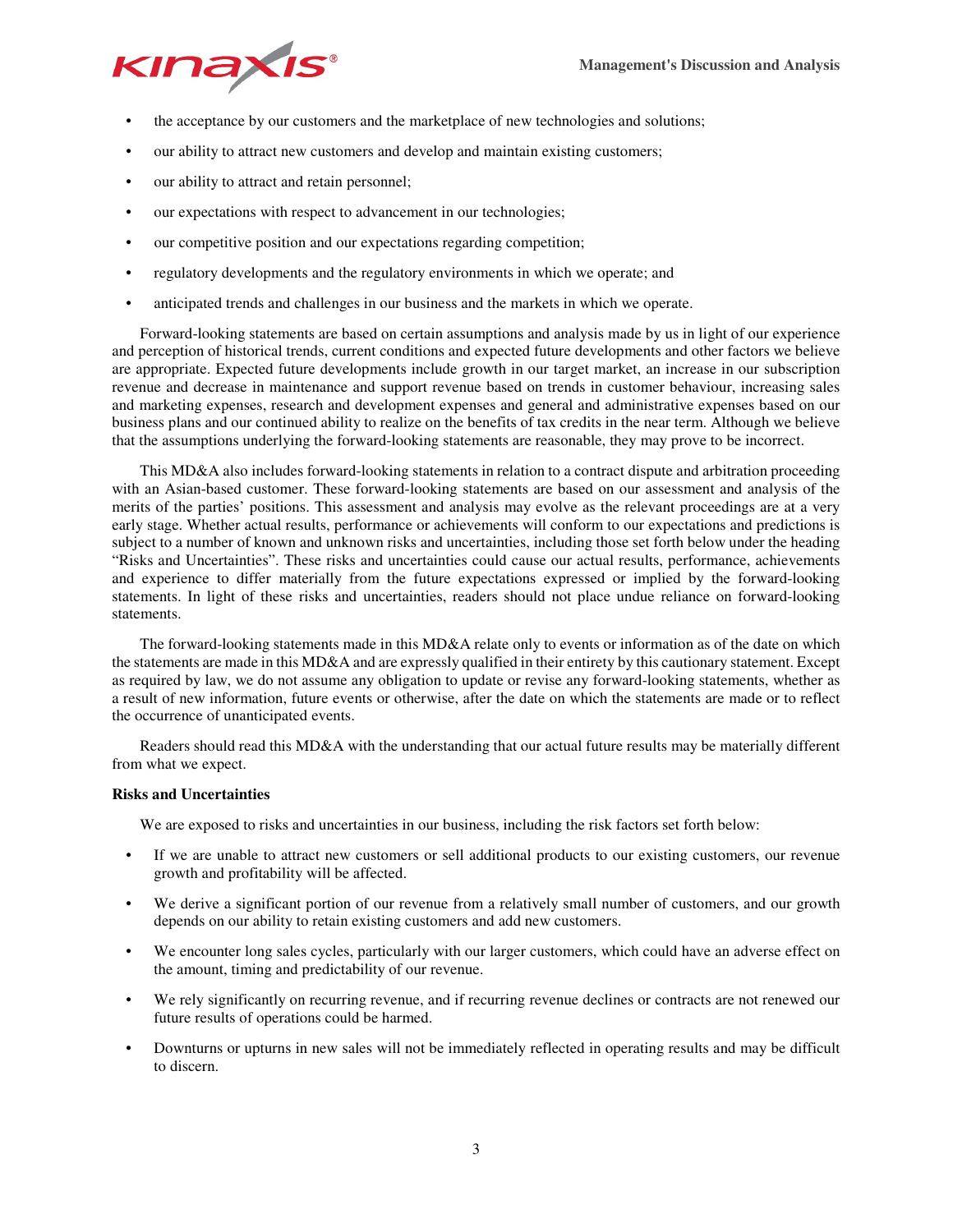- the acceptance by our customers and the marketplace of new technologies and solutions;
- our ability to attract new customers and develop and maintain existing customers;
- our ability to attract and retain personnel;
- our expectations with respect to advancement in our technologies;
- our competitive position and our expectations regarding competition;
- regulatory developments and the regulatory environments in which we operate; and
- anticipated trends and challenges in our business and the markets in which we operate.

Forward-looking statements are based on certain assumptions and analysis made by us in light of our experience and perception of historical trends, current conditions and expected future developments and other factors we believe are appropriate. Expected future developments include growth in our target market, an increase in our subscription revenue and decrease in maintenance and support revenue based on trends in customer behaviour, increasing sales and marketing expenses, research and development expenses and general and administrative expenses based on our business plans and our continued ability to realize on the benefits of tax credits in the near term. Although we believe that the assumptions underlying the forward-looking statements are reasonable, they may prove to be incorrect.

This MD&A also includes forward-looking statements in relation to a contract dispute and arbitration proceeding with an Asian-based customer. These forward-looking statements are based on our assessment and analysis of the merits of the parties' positions. This assessment and analysis may evolve as the relevant proceedings are at a very early stage. Whether actual results, performance or achievements will conform to our expectations and predictions is subject to a number of known and unknown risks and uncertainties, including those set forth below under the heading "Risks and Uncertainties". These risks and uncertainties could cause our actual results, performance, achievements and experience to differ materially from the future expectations expressed or implied by the forward-looking statements. In light of these risks and uncertainties, readers should not place undue reliance on forward-looking statements.

The forward-looking statements made in this MD&A relate only to events or information as of the date on which the statements are made in this MD&A and are expressly qualified in their entirety by this cautionary statement. Except as required by law, we do not assume any obligation to update or revise any forward-looking statements, whether as a result of new information, future events or otherwise, after the date on which the statements are made or to reflect the occurrence of unanticipated events.

Readers should read this MD&A with the understanding that our actual future results may be materially different from what we expect.

**Risks and Uncertainties**

We are exposed to risks and uncertainties in our business, including the risk factors set forth below:

- If we are unable to attract new customers or sell additional products to our existing customers, our revenue growth and profitability will be affected.
- We derive a significant portion of our revenue from a relatively small number of customers, and our growth depends on our ability to retain existing customers and add new customers.
- We encounter long sales cycles, particularly with our larger customers, which could have an adverse effect on the amount, timing and predictability of our revenue.
- We rely significantly on recurring revenue, and if recurring revenue declines or contracts are not renewed our future results of operations could be harmed.
- Downturns or upturns in new sales will not be immediately reflected in operating results and may be difficult to discern.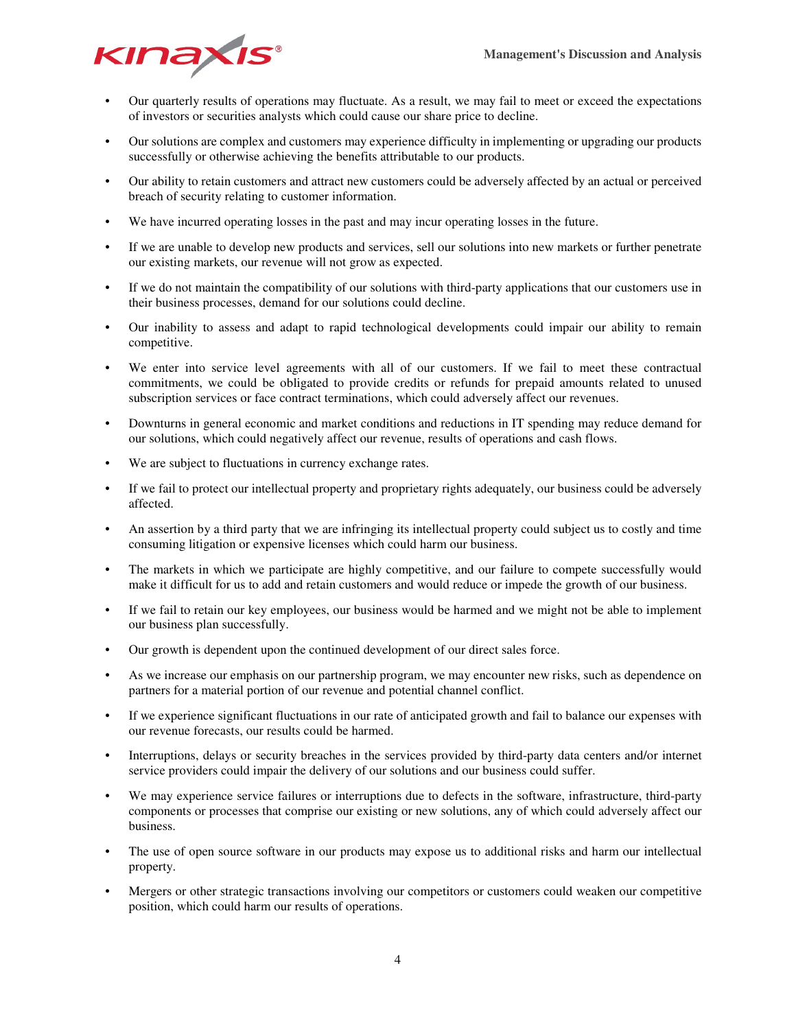- Our quarterly results of operations may fluctuate. As a result, we may fail to meet or exceed the expectations of investors or securities analysts which could cause our share price to decline.
- Our solutions are complex and customers may experience difficulty in implementing or upgrading our products successfully or otherwise achieving the benefits attributable to our products.
- Our ability to retain customers and attract new customers could be adversely affected by an actual or perceived breach of security relating to customer information.
- We have incurred operating losses in the past and may incur operating losses in the future.
- If we are unable to develop new products and services, sell our solutions into new markets or further penetrate our existing markets, our revenue will not grow as expected.
- If we do not maintain the compatibility of our solutions with third-party applications that our customers use in their business processes, demand for our solutions could decline.
- Our inability to assess and adapt to rapid technological developments could impair our ability to remain competitive.
- We enter into service level agreements with all of our customers. If we fail to meet these contractual commitments, we could be obligated to provide credits or refunds for prepaid amounts related to unused subscription services or face contract terminations, which could adversely affect our revenues.
- Downturns in general economic and market conditions and reductions in IT spending may reduce demand for our solutions, which could negatively affect our revenue, results of operations and cash flows.
- We are subject to fluctuations in currency exchange rates.
- If we fail to protect our intellectual property and proprietary rights adequately, our business could be adversely affected.
- An assertion by a third party that we are infringing its intellectual property could subject us to costly and time consuming litigation or expensive licenses which could harm our business.
- The markets in which we participate are highly competitive, and our failure to compete successfully would make it difficult for us to add and retain customers and would reduce or impede the growth of our business.
- If we fail to retain our key employees, our business would be harmed and we might not be able to implement our business plan successfully.
- Our growth is dependent upon the continued development of our direct sales force.
- As we increase our emphasis on our partnership program, we may encounter new risks, such as dependence on partners for a material portion of our revenue and potential channel conflict.
- If we experience significant fluctuations in our rate of anticipated growth and fail to balance our expenses with our revenue forecasts, our results could be harmed.
- Interruptions, delays or security breaches in the services provided by third-party data centers and/or internet service providers could impair the delivery of our solutions and our business could suffer.
- We may experience service failures or interruptions due to defects in the software, infrastructure, third-party components or processes that comprise our existing or new solutions, any of which could adversely affect our business.
- The use of open source software in our products may expose us to additional risks and harm our intellectual property.
- Mergers or other strategic transactions involving our competitors or customers could weaken our competitive position, which could harm our results of operations.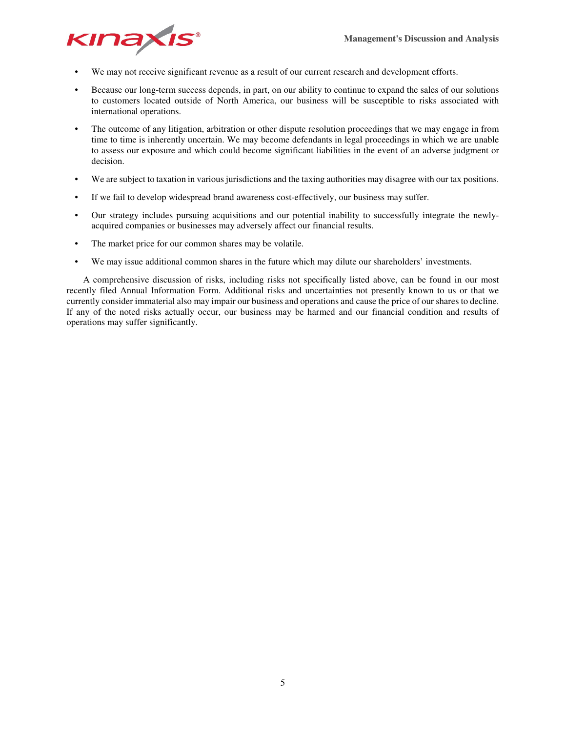- We may not receive significant revenue as a result of our current research and development efforts.
- Because our long-term success depends, in part, on our ability to continue to expand the sales of our solutions to customers located outside of North America, our business will be susceptible to risks associated with international operations.
- The outcome of any litigation, arbitration or other dispute resolution proceedings that we may engage in from time to time is inherently uncertain. We may become defendants in legal proceedings in which we are unable to assess our exposure and which could become significant liabilities in the event of an adverse judgment or decision.
- We are subject to taxation in various jurisdictions and the taxing authorities may disagree with our tax positions.
- If we fail to develop widespread brand awareness cost-effectively, our business may suffer.
- Our strategy includes pursuing acquisitions and our potential inability to successfully integrate the newly-acquired companies or businesses may adversely affect our financial results.
- The market price for our common shares may be volatile.
- We may issue additional common shares in the future which may dilute our shareholders' investments.

A comprehensive discussion of risks, including risks not specifically listed above, can be found in our most recently filed Annual Information Form. Additional risks and uncertainties not presently known to us or that we currently consider immaterial also may impair our business and operations and cause the price of our shares to decline. If any of the noted risks actually occur, our business may be harmed and our financial condition and results of operations may suffer significantly.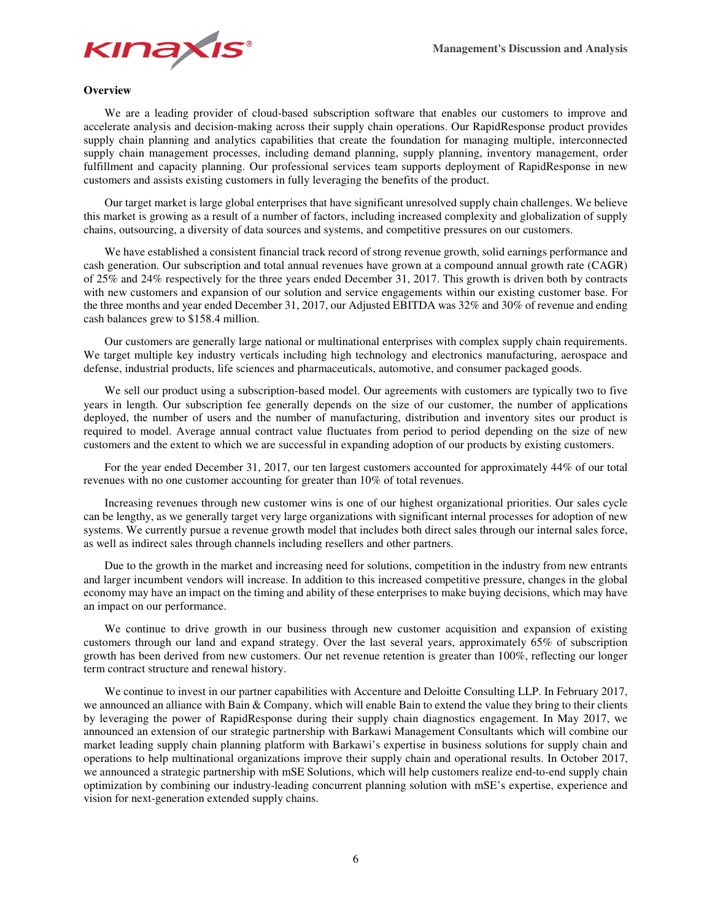## Overview

We are a leading provider of cloud-based subscription software that enables our customers to improve and accelerate analysis and decision-making across their supply chain operations. Our RapidResponse product provides supply chain planning and analytics capabilities that create the foundation for managing multiple, interconnected supply chain management processes, including demand planning, supply planning, inventory management, order fulfillment and capacity planning. Our professional services team supports deployment of RapidResponse in new customers and assists existing customers in fully leveraging the benefits of the product.

Our target market is large global enterprises that have significant unresolved supply chain challenges. We believe this market is growing as a result of a number of factors, including increased complexity and globalization of supply chains, outsourcing, a diversity of data sources and systems, and competitive pressures on our customers.

We have established a consistent financial track record of strong revenue growth, solid earnings performance and cash generation. Our subscription and total annual revenues have grown at a compound annual growth rate (CAGR) of 25% and 24% respectively for the three years ended December 31, 2017. This growth is driven both by contracts with new customers and expansion of our solution and service engagements within our existing customer base. For the three months and year ended December 31, 2017, our Adjusted EBITDA was 32% and 30% of revenue and ending cash balances grew to $158.4 million.

Our customers are generally large national or multinational enterprises with complex supply chain requirements. We target multiple key industry verticals including high technology and electronics manufacturing, aerospace and defense, industrial products, life sciences and pharmaceuticals, automotive, and consumer packaged goods.

We sell our product using a subscription-based model. Our agreements with customers are typically two to five years in length. Our subscription fee generally depends on the size of our customer, the number of applications deployed, the number of users and the number of manufacturing, distribution and inventory sites our product is required to model. Average annual contract value fluctuates from period to period depending on the size of new customers and the extent to which we are successful in expanding adoption of our products by existing customers.

For the year ended December 31, 2017, our ten largest customers accounted for approximately 44% of our total revenues with no one customer accounting for greater than 10% of total revenues.

Increasing revenues through new customer wins is one of our highest organizational priorities. Our sales cycle can be lengthy, as we generally target very large organizations with significant internal processes for adoption of new systems. We currently pursue a revenue growth model that includes both direct sales through our internal sales force, as well as indirect sales through channels including resellers and other partners.

Due to the growth in the market and increasing need for solutions, competition in the industry from new entrants and larger incumbent vendors will increase. In addition to this increased competitive pressure, changes in the global economy may have an impact on the timing and ability of these enterprises to make buying decisions, which may have an impact on our performance.

We continue to drive growth in our business through new customer acquisition and expansion of existing customers through our land and expand strategy. Over the last several years, approximately 65% of subscription growth has been derived from new customers. Our net revenue retention is greater than 100%, reflecting our longer term contract structure and renewal history.

We continue to invest in our partner capabilities with Accenture and Deloitte Consulting LLP. In February 2017, we announced an alliance with Bain & Company, which will enable Bain to extend the value they bring to their clients by leveraging the power of RapidResponse during their supply chain diagnostics engagement. In May 2017, we announced an extension of our strategic partnership with Barkawi Management Consultants which will combine our market leading supply chain planning platform with Barkawi's expertise in business solutions for supply chain and operations to help multinational organizations improve their supply chain and operational results. In October 2017, we announced a strategic partnership with mSE Solutions, which will help customers realize end-to-end supply chain optimization by combining our industry-leading concurrent planning solution with mSE's expertise, experience and vision for next-generation extended supply chains.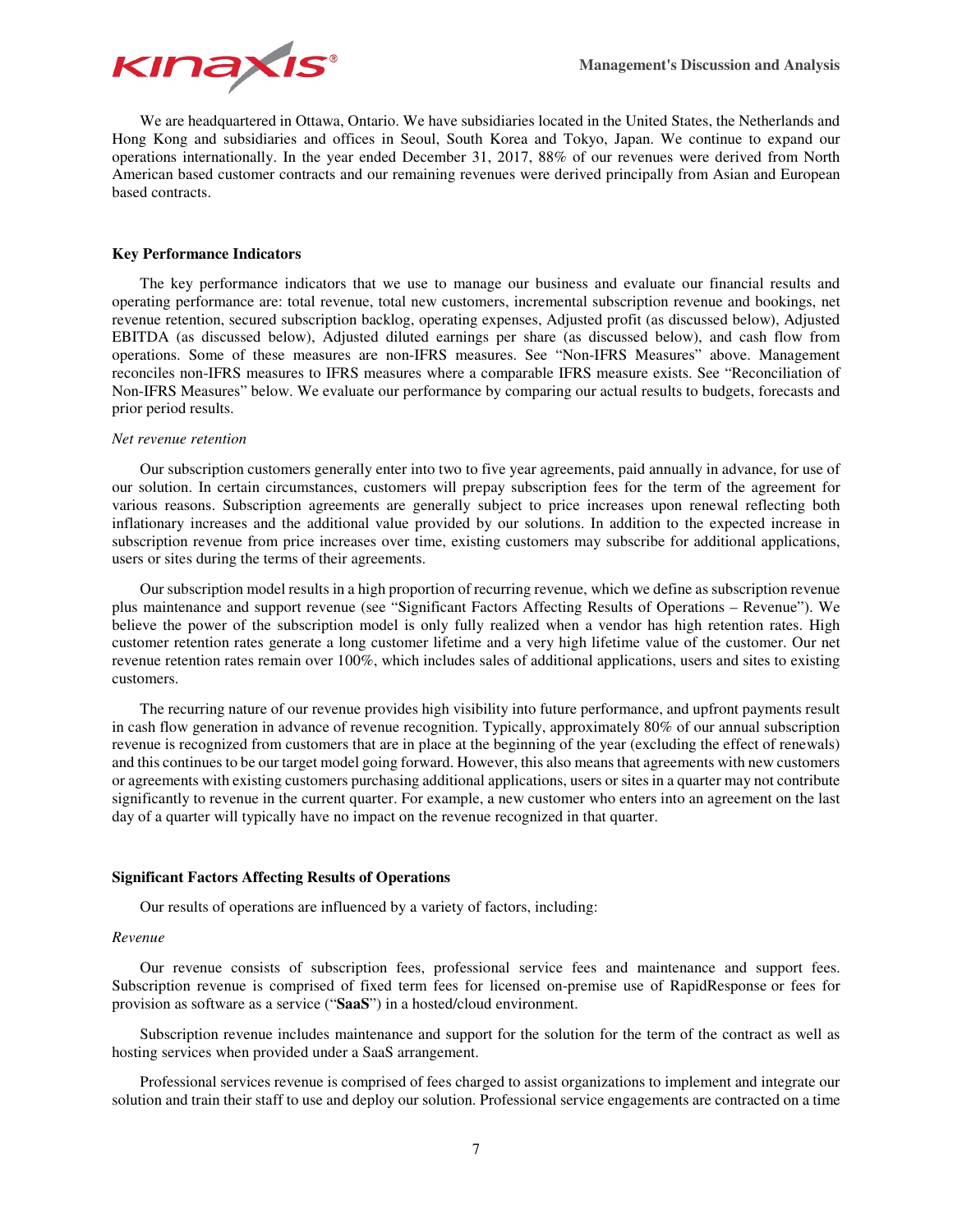We are headquartered in Ottawa, Ontario. We have subsidiaries located in the United States, the Netherlands and Hong Kong and subsidiaries and offices in Seoul, South Korea and Tokyo, Japan. We continue to expand our operations internationally. In the year ended December 31, 2017, 88% of our revenues were derived from North American based customer contracts and our remaining revenues were derived principally from Asian and European based contracts.

## Key Performance Indicators

The key performance indicators that we use to manage our business and evaluate our financial results and operating performance are: total revenue, total new customers, incremental subscription revenue and bookings, net revenue retention, secured subscription backlog, operating expenses, Adjusted profit (as discussed below), Adjusted EBITDA (as discussed below), Adjusted diluted earnings per share (as discussed below), and cash flow from operations. Some of these measures are non-IFRS measures. See "Non-IFRS Measures" above. Management reconciles non-IFRS measures to IFRS measures where a comparable IFRS measure exists. See "Reconciliation of Non-IFRS Measures" below. We evaluate our performance by comparing our actual results to budgets, forecasts and prior period results.

*Net revenue retention*

Our subscription customers generally enter into two to five year agreements, paid annually in advance, for use of our solution. In certain circumstances, customers will prepay subscription fees for the term of the agreement for various reasons. Subscription agreements are generally subject to price increases upon renewal reflecting both inflationary increases and the additional value provided by our solutions. In addition to the expected increase in subscription revenue from price increases over time, existing customers may subscribe for additional applications, users or sites during the terms of their agreements.

Our subscription model results in a high proportion of recurring revenue, which we define as subscription revenue plus maintenance and support revenue (see "Significant Factors Affecting Results of Operations – Revenue"). We believe the power of the subscription model is only fully realized when a vendor has high retention rates. High customer retention rates generate a long customer lifetime and a very high lifetime value of the customer. Our net revenue retention rates remain over 100%, which includes sales of additional applications, users and sites to existing customers.

The recurring nature of our revenue provides high visibility into future performance, and upfront payments result in cash flow generation in advance of revenue recognition. Typically, approximately 80% of our annual subscription revenue is recognized from customers that are in place at the beginning of the year (excluding the effect of renewals) and this continues to be our target model going forward. However, this also means that agreements with new customers or agreements with existing customers purchasing additional applications, users or sites in a quarter may not contribute significantly to revenue in the current quarter. For example, a new customer who enters into an agreement on the last day of a quarter will typically have no impact on the revenue recognized in that quarter.

## Significant Factors Affecting Results of Operations

Our results of operations are influenced by a variety of factors, including:

*Revenue*

Our revenue consists of subscription fees, professional service fees and maintenance and support fees. Subscription revenue is comprised of fixed term fees for licensed on-premise use of RapidResponse or fees for provision as software as a service ("**SaaS**") in a hosted/cloud environment.

Subscription revenue includes maintenance and support for the solution for the term of the contract as well as hosting services when provided under a SaaS arrangement.

Professional services revenue is comprised of fees charged to assist organizations to implement and integrate our solution and train their staff to use and deploy our solution. Professional service engagements are contracted on a time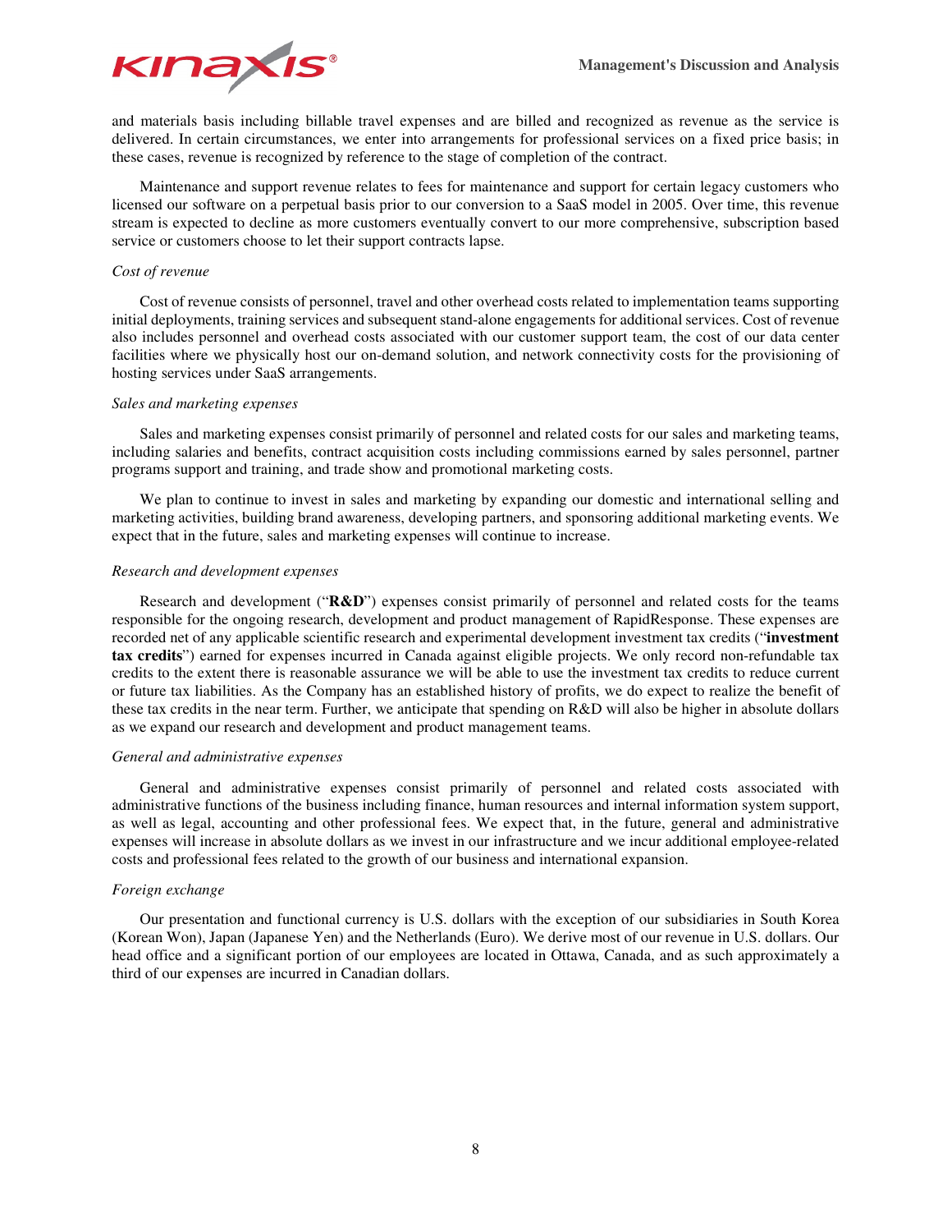and materials basis including billable travel expenses and are billed and recognized as revenue as the service is delivered. In certain circumstances, we enter into arrangements for professional services on a fixed price basis; in these cases, revenue is recognized by reference to the stage of completion of the contract.

Maintenance and support revenue relates to fees for maintenance and support for certain legacy customers who licensed our software on a perpetual basis prior to our conversion to a SaaS model in 2005. Over time, this revenue stream is expected to decline as more customers eventually convert to our more comprehensive, subscription based service or customers choose to let their support contracts lapse.

*Cost of revenue*

Cost of revenue consists of personnel, travel and other overhead costs related to implementation teams supporting initial deployments, training services and subsequent stand-alone engagements for additional services. Cost of revenue also includes personnel and overhead costs associated with our customer support team, the cost of our data center facilities where we physically host our on-demand solution, and network connectivity costs for the provisioning of hosting services under SaaS arrangements.

*Sales and marketing expenses*

Sales and marketing expenses consist primarily of personnel and related costs for our sales and marketing teams, including salaries and benefits, contract acquisition costs including commissions earned by sales personnel, partner programs support and training, and trade show and promotional marketing costs.

We plan to continue to invest in sales and marketing by expanding our domestic and international selling and marketing activities, building brand awareness, developing partners, and sponsoring additional marketing events. We expect that in the future, sales and marketing expenses will continue to increase.

*Research and development expenses*

Research and development ("**R&D**") expenses consist primarily of personnel and related costs for the teams responsible for the ongoing research, development and product management of RapidResponse. These expenses are recorded net of any applicable scientific research and experimental development investment tax credits ("**investment tax credits**") earned for expenses incurred in Canada against eligible projects. We only record non-refundable tax credits to the extent there is reasonable assurance we will be able to use the investment tax credits to reduce current or future tax liabilities. As the Company has an established history of profits, we do expect to realize the benefit of these tax credits in the near term. Further, we anticipate that spending on R&D will also be higher in absolute dollars as we expand our research and development and product management teams.

*General and administrative expenses*

General and administrative expenses consist primarily of personnel and related costs associated with administrative functions of the business including finance, human resources and internal information system support, as well as legal, accounting and other professional fees. We expect that, in the future, general and administrative expenses will increase in absolute dollars as we invest in our infrastructure and we incur additional employee-related costs and professional fees related to the growth of our business and international expansion.

*Foreign exchange*

Our presentation and functional currency is U.S. dollars with the exception of our subsidiaries in South Korea (Korean Won), Japan (Japanese Yen) and the Netherlands (Euro). We derive most of our revenue in U.S. dollars. Our head office and a significant portion of our employees are located in Ottawa, Canada, and as such approximately a third of our expenses are incurred in Canadian dollars.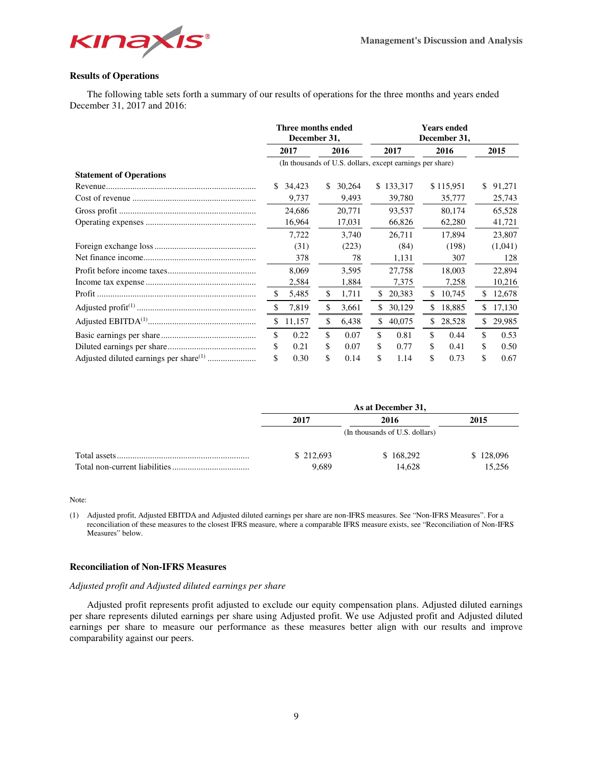### Results of Operations

The following table sets forth a summary of our results of operations for the three months and years ended December 31, 2017 and 2016:

| | Three months ended December 31, | | Years ended December 31, | | |
|---|---|---|---|---|---|
| | 2017 | 2016 | 2017 | 2016 | 2015 |
| | (In thousands of U.S. dollars, except earnings per share) | | | | |
| **Statement of Operations** | | | | | |
| Revenue | $ 34,423 | $ 30,264 | $ 133,317 | $ 115,951 | $ 91,271 |
| Cost of revenue | 9,737 | 9,493 | 39,780 | 35,777 | 25,743 |
| Gross profit | 24,686 | 20,771 | 93,537 | 80,174 | 65,528 |
| Operating expenses | 16,964 | 17,031 | 66,826 | 62,280 | 41,721 |
| | 7,722 | 3,740 | 26,711 | 17,894 | 23,807 |
| Foreign exchange loss | (31) | (223) | (84) | (198) | (1,041) |
| Net finance income | 378 | 78 | 1,131 | 307 | 128 |
| Profit before income taxes | 8,069 | 3,595 | 27,758 | 18,003 | 22,894 |
| Income tax expense | 2,584 | 1,884 | 7,375 | 7,258 | 10,216 |
| Profit | $ 5,485 | $ 1,711 | $ 20,383 | $ 10,745 | $ 12,678 |
| Adjusted profit[(1)] | $ 7,819 | $ 3,661 | $ 30,129 | $ 18,885 | $ 17,130 |
| Adjusted EBITDA[(1)] | $ 11,157 | $ 6,438 | $ 40,075 | $ 28,528 | $ 29,985 |
| Basic earnings per share | $ 0.22 | $ 0.07 | $ 0.81 | $ 0.44 | $ 0.53 |
| Diluted earnings per share | $ 0.21 | $ 0.07 | $ 0.77 | $ 0.41 | $ 0.50 |
| Adjusted diluted earnings per share[(1)] | $ 0.30 | $ 0.14 | $ 1.14 | $ 0.73 | $ 0.67 |

| | As at December 31, | | |
|---|---|---|---|
| | 2017 | 2016 | 2015 |
| | (In thousands of U.S. dollars) | | |
| Total assets | $ 212,693 | $ 168,292 | $ 128,096 |
| Total non-current liabilities | 9,689 | 14,628 | 15,256 |

Note:

(1) Adjusted profit, Adjusted EBITDA and Adjusted diluted earnings per share are non-IFRS measures. See "Non-IFRS Measures". For a reconciliation of these measures to the closest IFRS measure, where a comparable IFRS measure exists, see "Reconciliation of Non-IFRS Measures" below.

### Reconciliation of Non-IFRS Measures

*Adjusted profit and Adjusted diluted earnings per share*

Adjusted profit represents profit adjusted to exclude our equity compensation plans. Adjusted diluted earnings per share represents diluted earnings per share using Adjusted profit. We use Adjusted profit and Adjusted diluted earnings per share to measure our performance as these measures better align with our results and improve comparability against our peers.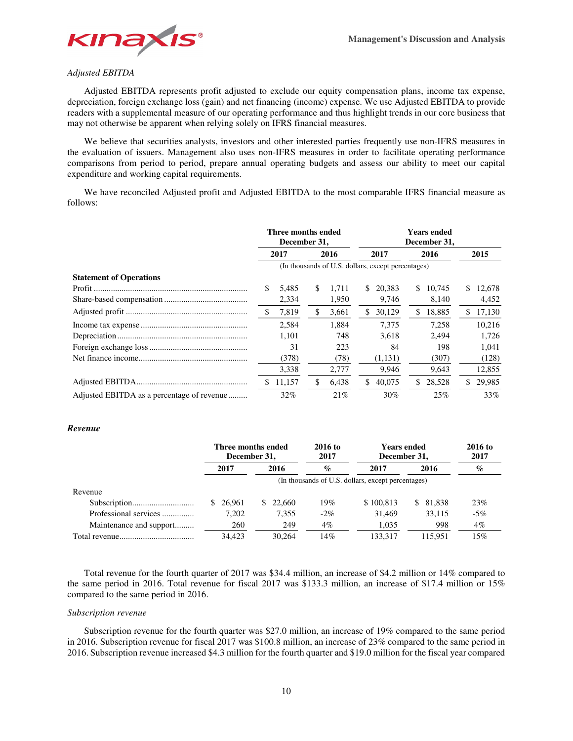*Adjusted EBITDA*

Adjusted EBITDA represents profit adjusted to exclude our equity compensation plans, income tax expense, depreciation, foreign exchange loss (gain) and net financing (income) expense. We use Adjusted EBITDA to provide readers with a supplemental measure of our operating performance and thus highlight trends in our core business that may not otherwise be apparent when relying solely on IFRS financial measures.

We believe that securities analysts, investors and other interested parties frequently use non-IFRS measures in the evaluation of issuers. Management also uses non-IFRS measures in order to facilitate operating performance comparisons from period to period, prepare annual operating budgets and assess our ability to meet our capital expenditure and working capital requirements.

We have reconciled Adjusted profit and Adjusted EBITDA to the most comparable IFRS financial measure as follows:

| | Three months ended December 31, | | Years ended December 31, | | |
|---|---|---|---|---|---|
| | 2017 | 2016 | 2017 | 2016 | 2015 |
| | (In thousands of U.S. dollars, except percentages) | | | | |
| **Statement of Operations** | | | | | |
| Profit | $ 5,485 | $ 1,711 | $ 20,383 | $ 10,745 | $ 12,678 |
| Share-based compensation | 2,334 | 1,950 | 9,746 | 8,140 | 4,452 |
| Adjusted profit | $ 7,819 | $ 3,661 | $ 30,129 | $ 18,885 | $ 17,130 |
| Income tax expense | 2,584 | 1,884 | 7,375 | 7,258 | 10,216 |
| Depreciation | 1,101 | 748 | 3,618 | 2,494 | 1,726 |
| Foreign exchange loss | 31 | 223 | 84 | 198 | 1,041 |
| Net finance income | (378) | (78) | (1,131) | (307) | (128) |
| | 3,338 | 2,777 | 9,946 | 9,643 | 12,855 |
| Adjusted EBITDA | $ 11,157 | $ 6,438 | $ 40,075 | $ 28,528 | $ 29,985 |
| Adjusted EBITDA as a percentage of revenue | 32% | 21% | 30% | 25% | 33% |

***Revenue***

| | Three months ended December 31, | | 2016 to 2017 | Years ended December 31, | | 2016 to 2017 |
|---|---|---|---|---|---|---|
| | 2017 | 2016 | % | 2017 | 2016 | % |
| | (In thousands of U.S. dollars, except percentages) | | | | | |
| Revenue | | | | | | |
| Subscription | $ 26,961 | $ 22,660 | 19% | $ 100,813 | $ 81,838 | 23% |
| Professional services | 7,202 | 7,355 | -2% | 31,469 | 33,115 | -5% |
| Maintenance and support | 260 | 249 | 4% | 1,035 | 998 | 4% |
| Total revenue | 34,423 | 30,264 | 14% | 133,317 | 115,951 | 15% |

Total revenue for the fourth quarter of 2017 was $34.4 million, an increase of $4.2 million or 14% compared to the same period in 2016. Total revenue for fiscal 2017 was $133.3 million, an increase of $17.4 million or 15% compared to the same period in 2016.

*Subscription revenue*

Subscription revenue for the fourth quarter was $27.0 million, an increase of 19% compared to the same period in 2016. Subscription revenue for fiscal 2017 was $100.8 million, an increase of 23% compared to the same period in 2016. Subscription revenue increased $4.3 million for the fourth quarter and $19.0 million for the fiscal year compared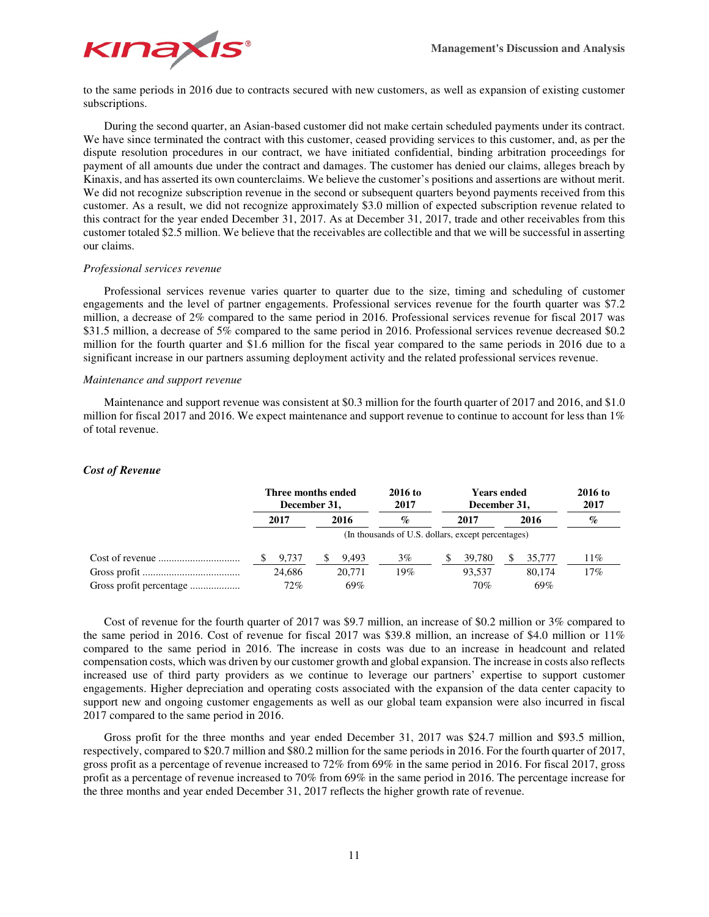to the same periods in 2016 due to contracts secured with new customers, as well as expansion of existing customer subscriptions.

During the second quarter, an Asian-based customer did not make certain scheduled payments under its contract. We have since terminated the contract with this customer, ceased providing services to this customer, and, as per the dispute resolution procedures in our contract, we have initiated confidential, binding arbitration proceedings for payment of all amounts due under the contract and damages. The customer has denied our claims, alleges breach by Kinaxis, and has asserted its own counterclaims. We believe the customer's positions and assertions are without merit. We did not recognize subscription revenue in the second or subsequent quarters beyond payments received from this customer. As a result, we did not recognize approximately $3.0 million of expected subscription revenue related to this contract for the year ended December 31, 2017. As at December 31, 2017, trade and other receivables from this customer totaled $2.5 million. We believe that the receivables are collectible and that we will be successful in asserting our claims.

*Professional services revenue*

Professional services revenue varies quarter to quarter due to the size, timing and scheduling of customer engagements and the level of partner engagements. Professional services revenue for the fourth quarter was $7.2 million, a decrease of 2% compared to the same period in 2016. Professional services revenue for fiscal 2017 was $31.5 million, a decrease of 5% compared to the same period in 2016. Professional services revenue decreased $0.2 million for the fourth quarter and $1.6 million for the fiscal year compared to the same periods in 2016 due to a significant increase in our partners assuming deployment activity and the related professional services revenue.

*Maintenance and support revenue*

Maintenance and support revenue was consistent at $0.3 million for the fourth quarter of 2017 and 2016, and $1.0 million for fiscal 2017 and 2016. We expect maintenance and support revenue to continue to account for less than 1% of total revenue.

### *Cost of Revenue*

| | Three months ended December 31, | | 2016 to 2017 | Years ended December 31, | | 2016 to 2017 |
|---|---|---|---|---|---|---|
| | 2017 | 2016 | % | 2017 | 2016 | % |
| | (In thousands of U.S. dollars, except percentages) | | | | | |
| Cost of revenue | $ 9,737 | $ 9,493 | 3% | $ 39,780 | $ 35,777 | 11% |
| Gross profit | 24,686 | 20,771 | 19% | 93,537 | 80,174 | 17% |
| Gross profit percentage | 72% | 69% | | 70% | 69% | |

Cost of revenue for the fourth quarter of 2017 was $9.7 million, an increase of $0.2 million or 3% compared to the same period in 2016. Cost of revenue for fiscal 2017 was $39.8 million, an increase of $4.0 million or 11% compared to the same period in 2016. The increase in costs was due to an increase in headcount and related compensation costs, which was driven by our customer growth and global expansion. The increase in costs also reflects increased use of third party providers as we continue to leverage our partners' expertise to support customer engagements. Higher depreciation and operating costs associated with the expansion of the data center capacity to support new and ongoing customer engagements as well as our global team expansion were also incurred in fiscal 2017 compared to the same period in 2016.

Gross profit for the three months and year ended December 31, 2017 was $24.7 million and $93.5 million, respectively, compared to $20.7 million and $80.2 million for the same periods in 2016. For the fourth quarter of 2017, gross profit as a percentage of revenue increased to 72% from 69% in the same period in 2016. For fiscal 2017, gross profit as a percentage of revenue increased to 70% from 69% in the same period in 2016. The percentage increase for the three months and year ended December 31, 2017 reflects the higher growth rate of revenue.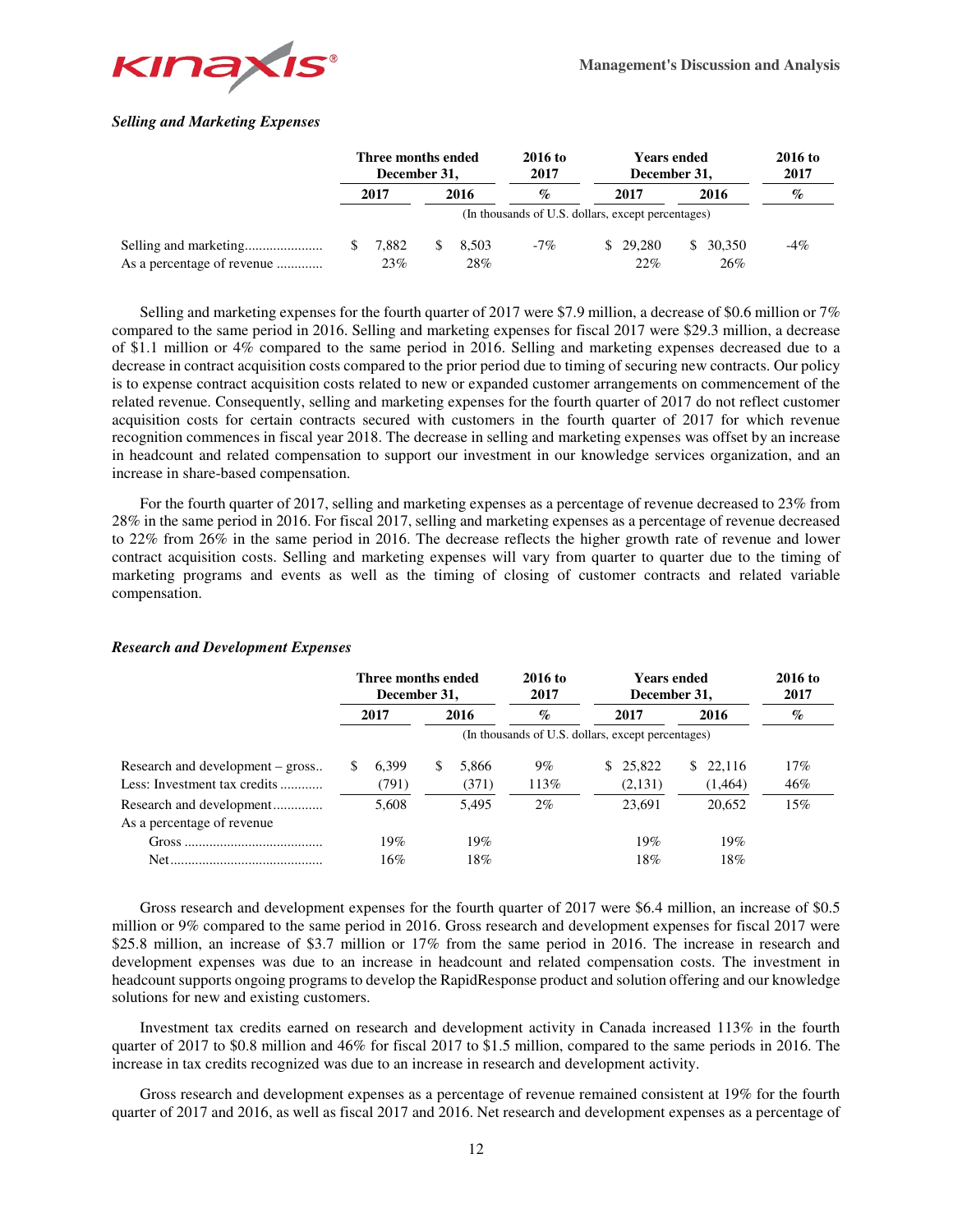### *Selling and Marketing Expenses*

| | Three months ended December 31, | | 2016 to 2017 | Years ended December 31, | | 2016 to 2017 |
|---|---|---|---|---|---|---|
| | 2017 | 2016 | % | 2017 | 2016 | % |
| | (In thousands of U.S. dollars, except percentages) | | | | | |
| Selling and marketing...................... | $ 7,882 | $ 8,503 | -7% | $ 29,280 | $ 30,350 | -4% |
| As a percentage of revenue ............. | 23% | 28% | | 22% | 26% | |

Selling and marketing expenses for the fourth quarter of 2017 were $7.9 million, a decrease of $0.6 million or 7% compared to the same period in 2016. Selling and marketing expenses for fiscal 2017 were $29.3 million, a decrease of $1.1 million or 4% compared to the same period in 2016. Selling and marketing expenses decreased due to a decrease in contract acquisition costs compared to the prior period due to timing of securing new contracts. Our policy is to expense contract acquisition costs related to new or expanded customer arrangements on commencement of the related revenue. Consequently, selling and marketing expenses for the fourth quarter of 2017 do not reflect customer acquisition costs for certain contracts secured with customers in the fourth quarter of 2017 for which revenue recognition commences in fiscal year 2018. The decrease in selling and marketing expenses was offset by an increase in headcount and related compensation to support our investment in our knowledge services organization, and an increase in share-based compensation.

For the fourth quarter of 2017, selling and marketing expenses as a percentage of revenue decreased to 23% from 28% in the same period in 2016. For fiscal 2017, selling and marketing expenses as a percentage of revenue decreased to 22% from 26% in the same period in 2016. The decrease reflects the higher growth rate of revenue and lower contract acquisition costs. Selling and marketing expenses will vary from quarter to quarter due to the timing of marketing programs and events as well as the timing of closing of customer contracts and related variable compensation.

### *Research and Development Expenses*

| | Three months ended December 31, | | 2016 to 2017 | Years ended December 31, | | 2016 to 2017 |
|---|---|---|---|---|---|---|
| | 2017 | 2016 | % | 2017 | 2016 | % |
| | (In thousands of U.S. dollars, except percentages) | | | | | |
| Research and development – gross.. | $ 6,399 | $ 5,866 | 9% | $ 25,822 | $ 22,116 | 17% |
| Less: Investment tax credits ........... | (791) | (371) | 113% | (2,131) | (1,464) | 46% |
| Research and development............. | 5,608 | 5,495 | 2% | 23,691 | 20,652 | 15% |
| As a percentage of revenue | | | | | | |
| Gross ...................................... | 19% | 19% | | 19% | 19% | |
| Net.......................................... | 16% | 18% | | 18% | 18% | |

Gross research and development expenses for the fourth quarter of 2017 were $6.4 million, an increase of $0.5 million or 9% compared to the same period in 2016. Gross research and development expenses for fiscal 2017 were $25.8 million, an increase of $3.7 million or 17% from the same period in 2016. The increase in research and development expenses was due to an increase in headcount and related compensation costs. The investment in headcount supports ongoing programs to develop the RapidResponse product and solution offering and our knowledge solutions for new and existing customers.

Investment tax credits earned on research and development activity in Canada increased 113% in the fourth quarter of 2017 to $0.8 million and 46% for fiscal 2017 to $1.5 million, compared to the same periods in 2016. The increase in tax credits recognized was due to an increase in research and development activity.

Gross research and development expenses as a percentage of revenue remained consistent at 19% for the fourth quarter of 2017 and 2016, as well as fiscal 2017 and 2016. Net research and development expenses as a percentage of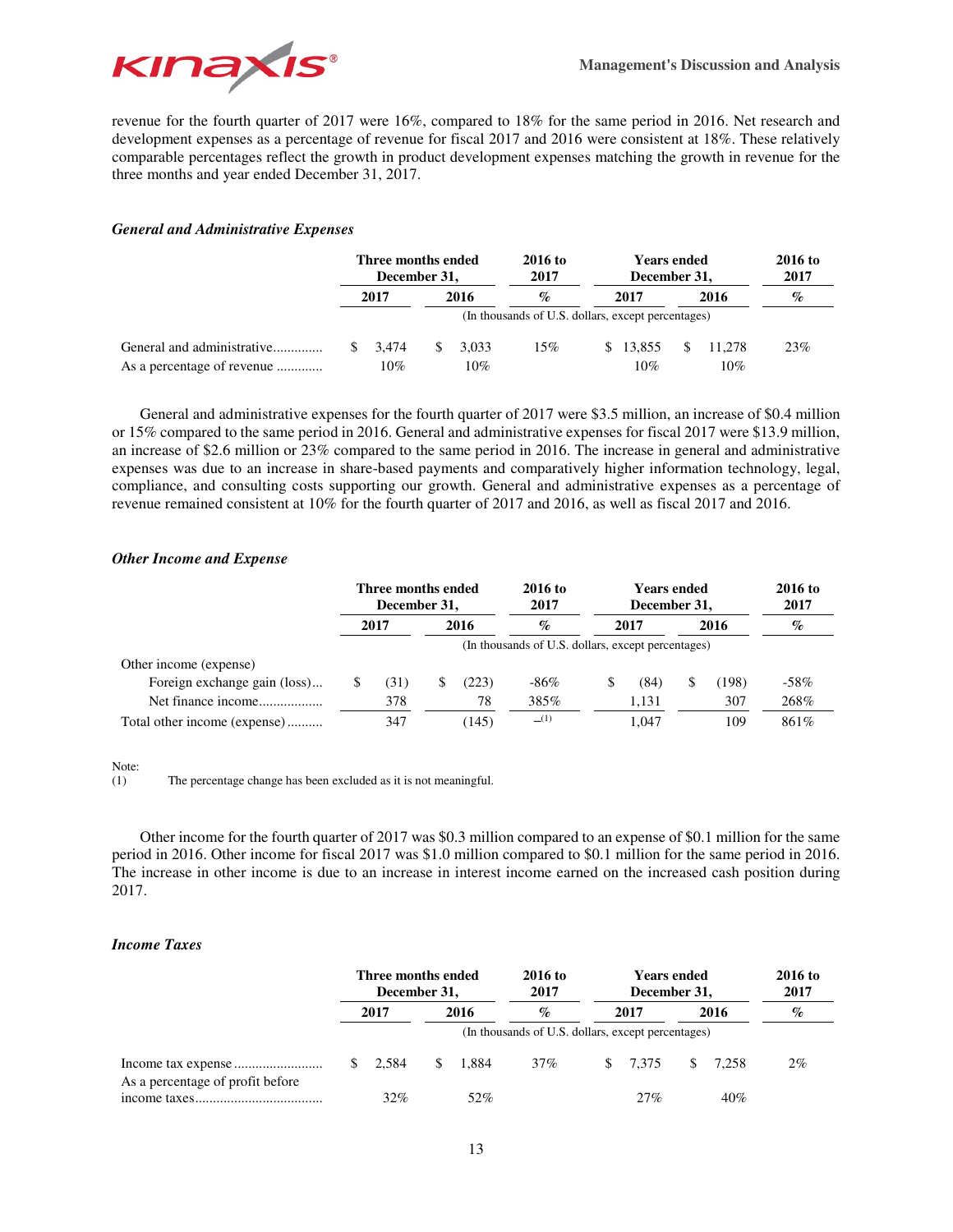revenue for the fourth quarter of 2017 were 16%, compared to 18% for the same period in 2016. Net research and development expenses as a percentage of revenue for fiscal 2017 and 2016 were consistent at 18%. These relatively comparable percentages reflect the growth in product development expenses matching the growth in revenue for the three months and year ended December 31, 2017.

### *General and Administrative Expenses*

| | Three months ended December 31, | | 2016 to 2017 | Years ended December 31, | | 2016 to 2017 |
|---|---|---|---|---|---|---|
| | 2017 | 2016 | % | 2017 | 2016 | % |
| | (In thousands of U.S. dollars, except percentages) | | | | | |
| General and administrative | $ 3,474 | $ 3,033 | 15% | $ 13,855 | $ 11,278 | 23% |
| As a percentage of revenue | 10% | 10% | | 10% | 10% | |

General and administrative expenses for the fourth quarter of 2017 were $3.5 million, an increase of $0.4 million or 15% compared to the same period in 2016. General and administrative expenses for fiscal 2017 were $13.9 million, an increase of $2.6 million or 23% compared to the same period in 2016. The increase in general and administrative expenses was due to an increase in share-based payments and comparatively higher information technology, legal, compliance, and consulting costs supporting our growth. General and administrative expenses as a percentage of revenue remained consistent at 10% for the fourth quarter of 2017 and 2016, as well as fiscal 2017 and 2016.

### *Other Income and Expense*

| | Three months ended December 31, | | 2016 to 2017 | Years ended December 31, | | 2016 to 2017 |
|---|---|---|---|---|---|---|
| | 2017 | 2016 | % | 2017 | 2016 | % |
| | (In thousands of U.S. dollars, except percentages) | | | | | |
| Other income (expense) | | | | | | |
| Foreign exchange gain (loss) | $ (31) | $ (223) | -86% | $ (84) | $ (198) | -58% |
| Net finance income | 378 | 78 | 385% | 1,131 | 307 | 268% |
| Total other income (expense) | 347 | (145) | –(1) | 1,047 | 109 | 861% |

Note:
(1) The percentage change has been excluded as it is not meaningful.

Other income for the fourth quarter of 2017 was $0.3 million compared to an expense of $0.1 million for the same period in 2016. Other income for fiscal 2017 was $1.0 million compared to $0.1 million for the same period in 2016. The increase in other income is due to an increase in interest income earned on the increased cash position during 2017.

### *Income Taxes*

| | Three months ended December 31, | | 2016 to 2017 | Years ended December 31, | | 2016 to 2017 |
|---|---|---|---|---|---|---|
| | 2017 | 2016 | % | 2017 | 2016 | % |
| | (In thousands of U.S. dollars, except percentages) | | | | | |
| Income tax expense | $ 2,584 | $ 1,884 | 37% | $ 7,375 | $ 7,258 | 2% |
| As a percentage of profit before income taxes | 32% | 52% | | 27% | 40% | |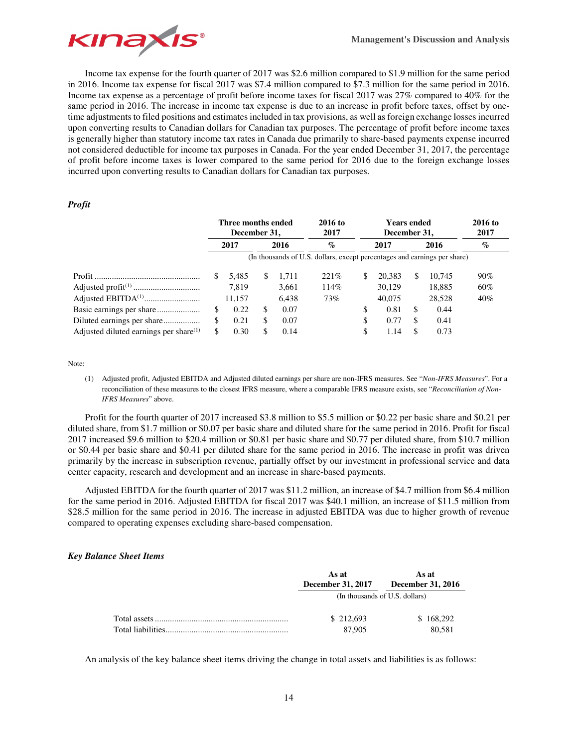Income tax expense for the fourth quarter of 2017 was $2.6 million compared to $1.9 million for the same period in 2016. Income tax expense for fiscal 2017 was $7.4 million compared to $7.3 million for the same period in 2016. Income tax expense as a percentage of profit before income taxes for fiscal 2017 was 27% compared to 40% for the same period in 2016. The increase in income tax expense is due to an increase in profit before taxes, offset by one-time adjustments to filed positions and estimates included in tax provisions, as well as foreign exchange losses incurred upon converting results to Canadian dollars for Canadian tax purposes. The percentage of profit before income taxes is generally higher than statutory income tax rates in Canada due primarily to share-based payments expense incurred not considered deductible for income tax purposes in Canada. For the year ended December 31, 2017, the percentage of profit before income taxes is lower compared to the same period for 2016 due to the foreign exchange losses incurred upon converting results to Canadian dollars for Canadian tax purposes.

### *Profit*

| | Three months ended December 31, | | 2016 to 2017 | Years ended December 31, | | 2016 to 2017 |
|---|---|---|---|---|---|---|
| | 2017 | 2016 | % | 2017 | 2016 | % |
| | (In thousands of U.S. dollars, except percentages and earnings per share) | | | | | |
| Profit | $ 5,485 | $ 1,711 | 221% | $ 20,383 | $ 10,745 | 90% |
| Adjusted profit[1] | 7,819 | 3,661 | 114% | 30,129 | 18,885 | 60% |
| Adjusted EBITDA[1] | 11,157 | 6,438 | 73% | 40,075 | 28,528 | 40% |
| Basic earnings per share | $ 0.22 | $ 0.07 | | $ 0.81 | $ 0.44 | |
| Diluted earnings per share | $ 0.21 | $ 0.07 | | $ 0.77 | $ 0.41 | |
| Adjusted diluted earnings per share[1] | $ 0.30 | $ 0.14 | | $ 1.14 | $ 0.73 | |

Note:

(1) Adjusted profit, Adjusted EBITDA and Adjusted diluted earnings per share are non-IFRS measures. See "*Non-IFRS Measures*". For a reconciliation of these measures to the closest IFRS measure, where a comparable IFRS measure exists, see "*Reconciliation of Non-IFRS Measures*" above.

Profit for the fourth quarter of 2017 increased $3.8 million to $5.5 million or $0.22 per basic share and $0.21 per diluted share, from $1.7 million or $0.07 per basic share and diluted share for the same period in 2016. Profit for fiscal 2017 increased $9.6 million to $20.4 million or $0.81 per basic share and $0.77 per diluted share, from $10.7 million or $0.44 per basic share and $0.41 per diluted share for the same period in 2016. The increase in profit was driven primarily by the increase in subscription revenue, partially offset by our investment in professional service and data center capacity, research and development and an increase in share-based payments.

Adjusted EBITDA for the fourth quarter of 2017 was $11.2 million, an increase of $4.7 million from $6.4 million for the same period in 2016. Adjusted EBITDA for fiscal 2017 was $40.1 million, an increase of $11.5 million from $28.5 million for the same period in 2016. The increase in adjusted EBITDA was due to higher growth of revenue compared to operating expenses excluding share-based compensation.

### *Key Balance Sheet Items*

| | As at December 31, 2017 | As at December 31, 2016 |
|---|---|---|
| | (In thousands of U.S. dollars) | |
| Total assets | $ 212,693 | $ 168,292 |
| Total liabilities | 87,905 | 80,581 |

An analysis of the key balance sheet items driving the change in total assets and liabilities is as follows: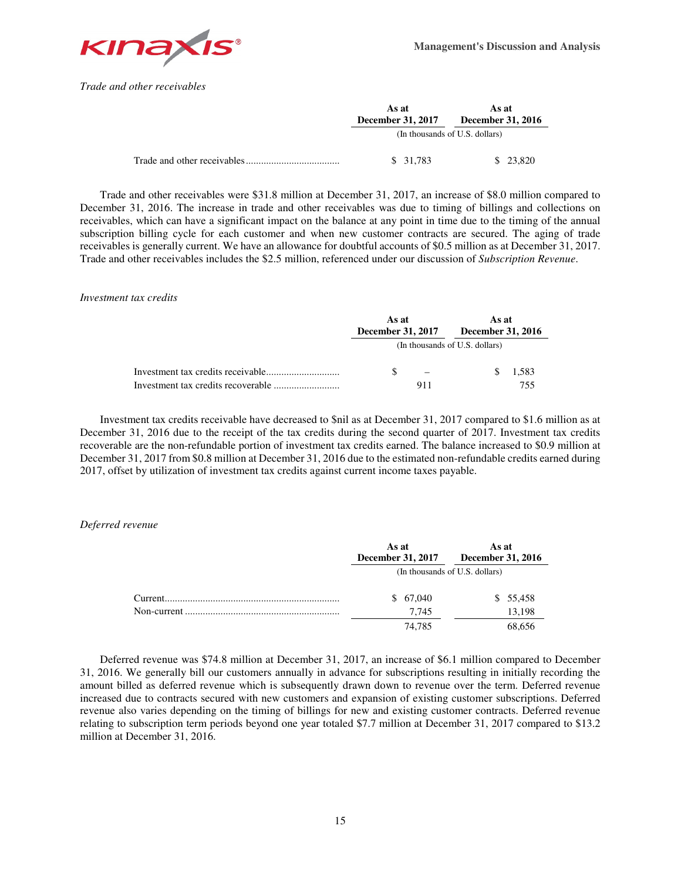*Trade and other receivables*

| | As at December 31, 2017 | As at December 31, 2016 |
|---|---|---|
| | (In thousands of U.S. dollars) | |
| Trade and other receivables | $ 31,783 | $ 23,820 |

Trade and other receivables were $31.8 million at December 31, 2017, an increase of $8.0 million compared to December 31, 2016. The increase in trade and other receivables was due to timing of billings and collections on receivables, which can have a significant impact on the balance at any point in time due to the timing of the annual subscription billing cycle for each customer and when new customer contracts are secured. The aging of trade receivables is generally current. We have an allowance for doubtful accounts of $0.5 million as at December 31, 2017. Trade and other receivables includes the $2.5 million, referenced under our discussion of *Subscription Revenue*.

*Investment tax credits*

| | As at December 31, 2017 | As at December 31, 2016 |
|---|---|---|
| | (In thousands of U.S. dollars) | |
| Investment tax credits receivable | $ – | $ 1,583 |
| Investment tax credits recoverable | 911 | 755 |

Investment tax credits receivable have decreased to $nil as at December 31, 2017 compared to $1.6 million as at December 31, 2016 due to the receipt of the tax credits during the second quarter of 2017. Investment tax credits recoverable are the non-refundable portion of investment tax credits earned. The balance increased to $0.9 million at December 31, 2017 from $0.8 million at December 31, 2016 due to the estimated non-refundable credits earned during 2017, offset by utilization of investment tax credits against current income taxes payable.

*Deferred revenue*

| | As at December 31, 2017 | As at December 31, 2016 |
|---|---|---|
| | (In thousands of U.S. dollars) | |
| Current | $ 67,040 | $ 55,458 |
| Non-current | 7,745 | 13,198 |
| | 74,785 | 68,656 |

Deferred revenue was $74.8 million at December 31, 2017, an increase of $6.1 million compared to December 31, 2016. We generally bill our customers annually in advance for subscriptions resulting in initially recording the amount billed as deferred revenue which is subsequently drawn down to revenue over the term. Deferred revenue increased due to contracts secured with new customers and expansion of existing customer subscriptions. Deferred revenue also varies depending on the timing of billings for new and existing customer contracts. Deferred revenue relating to subscription term periods beyond one year totaled $7.7 million at December 31, 2017 compared to $13.2 million at December 31, 2016.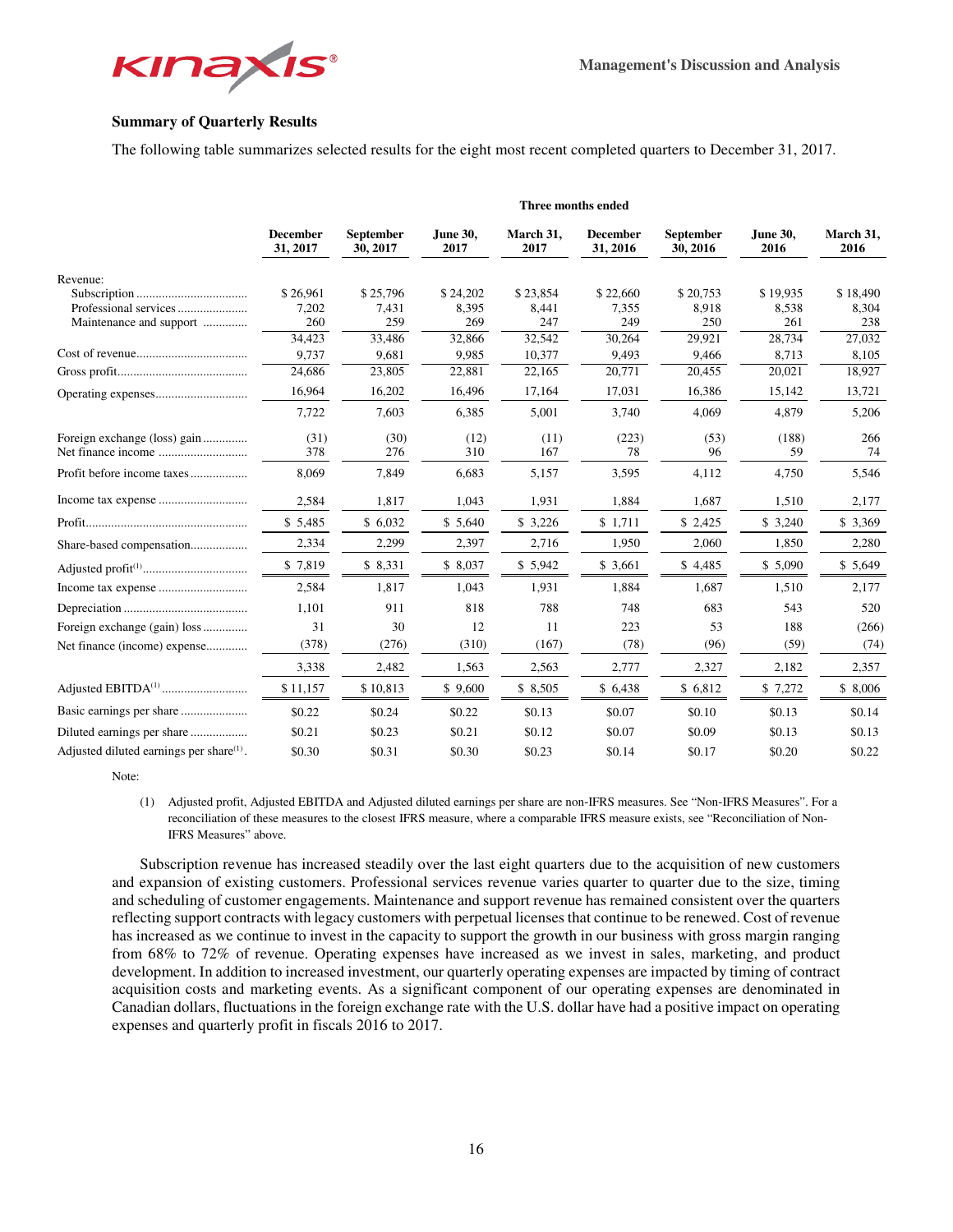### Summary of Quarterly Results

The following table summarizes selected results for the eight most recent completed quarters to December 31, 2017.

| | Three months ended | | | | | | | |
|---|---|---|---|---|---|---|---|---|
| | December 31, 2017 | September 30, 2017 | June 30, 2017 | March 31, 2017 | December 31, 2016 | September 30, 2016 | June 30, 2016 | March 31, 2016 |
| Revenue: | | | | | | | | |
| Subscription | $ 26,961 | $ 25,796 | $ 24,202 | $ 23,854 | $ 22,660 | $ 20,753 | $ 19,935 | $ 18,490 |
| Professional services | 7,202 | 7,431 | 8,395 | 8,441 | 7,355 | 8,918 | 8,538 | 8,304 |
| Maintenance and support | 260 | 259 | 269 | 247 | 249 | 250 | 261 | 238 |
| | 34,423 | 33,486 | 32,866 | 32,542 | 30,264 | 29,921 | 28,734 | 27,032 |
| Cost of revenue | 9,737 | 9,681 | 9,985 | 10,377 | 9,493 | 9,466 | 8,713 | 8,105 |
| Gross profit | 24,686 | 23,805 | 22,881 | 22,165 | 20,771 | 20,455 | 20,021 | 18,927 |
| Operating expenses | 16,964 | 16,202 | 16,496 | 17,164 | 17,031 | 16,386 | 15,142 | 13,721 |
| | 7,722 | 7,603 | 6,385 | 5,001 | 3,740 | 4,069 | 4,879 | 5,206 |
| Foreign exchange (loss) gain | (31) | (30) | (12) | (11) | (223) | (53) | (188) | 266 |
| Net finance income | 378 | 276 | 310 | 167 | 78 | 96 | 59 | 74 |
| Profit before income taxes | 8,069 | 7,849 | 6,683 | 5,157 | 3,595 | 4,112 | 4,750 | 5,546 |
| Income tax expense | 2,584 | 1,817 | 1,043 | 1,931 | 1,884 | 1,687 | 1,510 | 2,177 |
| Profit | $ 5,485 | $ 6,032 | $ 5,640 | $ 3,226 | $ 1,711 | $ 2,425 | $ 3,240 | $ 3,369 |
| Share-based compensation | 2,334 | 2,299 | 2,397 | 2,716 | 1,950 | 2,060 | 1,850 | 2,280 |
| Adjusted profit[(1)] | $ 7,819 | $ 8,331 | $ 8,037 | $ 5,942 | $ 3,661 | $ 4,485 | $ 5,090 | $ 5,649 |
| Income tax expense | 2,584 | 1,817 | 1,043 | 1,931 | 1,884 | 1,687 | 1,510 | 2,177 |
| Depreciation | 1,101 | 911 | 818 | 788 | 748 | 683 | 543 | 520 |
| Foreign exchange (gain) loss | 31 | 30 | 12 | 11 | 223 | 53 | 188 | (266) |
| Net finance (income) expense | (378) | (276) | (310) | (167) | (78) | (96) | (59) | (74) |
| | 3,338 | 2,482 | 1,563 | 2,563 | 2,777 | 2,327 | 2,182 | 2,357 |
| Adjusted EBITDA[(1)] | $ 11,157 | $ 10,813 | $ 9,600 | $ 8,505 | $ 6,438 | $ 6,812 | $ 7,272 | $ 8,006 |
| Basic earnings per share | $0.22 | $0.24 | $0.22 | $0.13 | $0.07 | $0.10 | $0.13 | $0.14 |
| Diluted earnings per share | $0.21 | $0.23 | $0.21 | $0.12 | $0.07 | $0.09 | $0.13 | $0.13 |
| Adjusted diluted earnings per share[(1)] | $0.30 | $0.31 | $0.30 | $0.23 | $0.14 | $0.17 | $0.20 | $0.22 |

Note:

(1) Adjusted profit, Adjusted EBITDA and Adjusted diluted earnings per share are non-IFRS measures. See “Non-IFRS Measures”. For a reconciliation of these measures to the closest IFRS measure, where a comparable IFRS measure exists, see “Reconciliation of Non-IFRS Measures” above.

Subscription revenue has increased steadily over the last eight quarters due to the acquisition of new customers and expansion of existing customers. Professional services revenue varies quarter to quarter due to the size, timing and scheduling of customer engagements. Maintenance and support revenue has remained consistent over the quarters reflecting support contracts with legacy customers with perpetual licenses that continue to be renewed. Cost of revenue has increased as we continue to invest in the capacity to support the growth in our business with gross margin ranging from 68% to 72% of revenue. Operating expenses have increased as we invest in sales, marketing, and product development. In addition to increased investment, our quarterly operating expenses are impacted by timing of contract acquisition costs and marketing events. As a significant component of our operating expenses are denominated in Canadian dollars, fluctuations in the foreign exchange rate with the U.S. dollar have had a positive impact on operating expenses and quarterly profit in fiscals 2016 to 2017.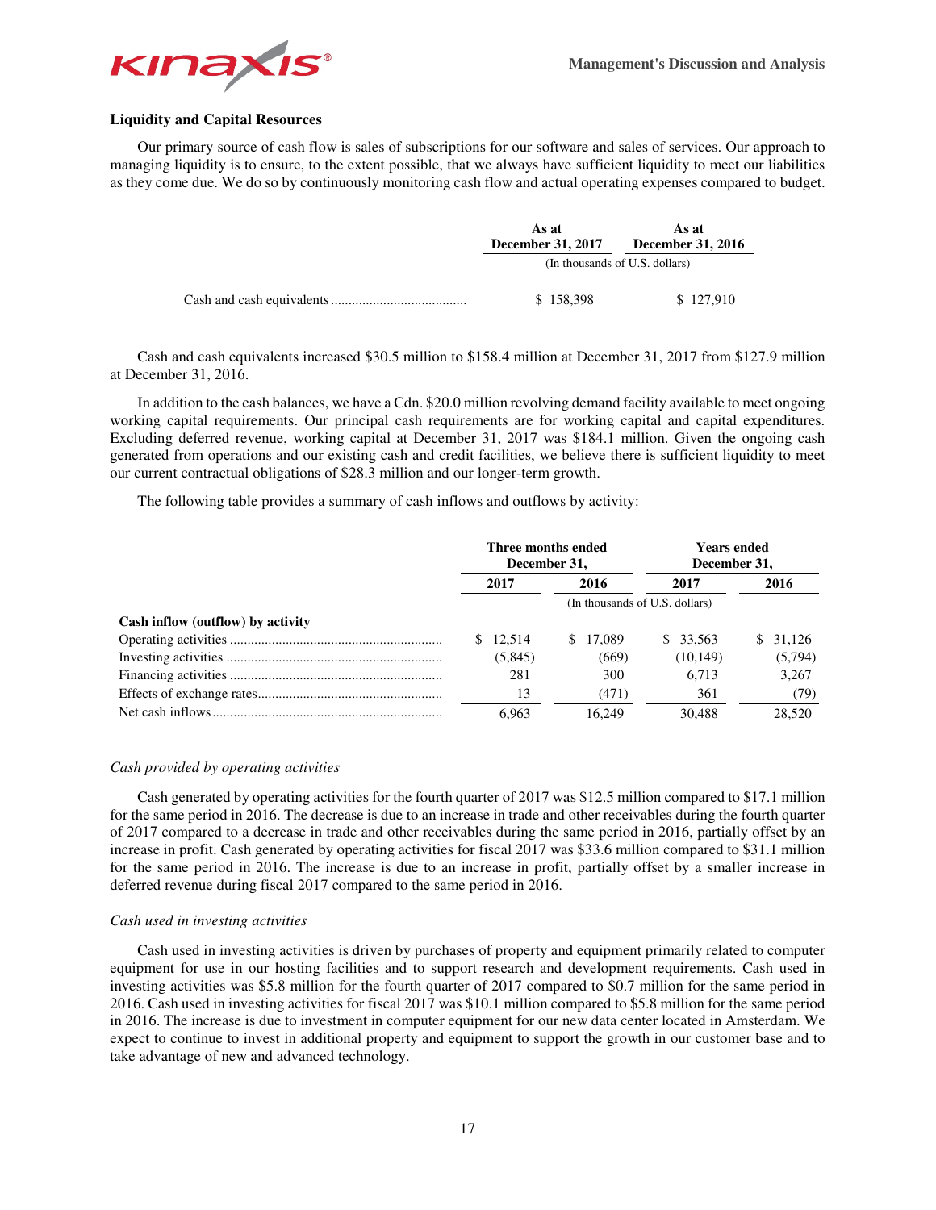## Liquidity and Capital Resources

Our primary source of cash flow is sales of subscriptions for our software and sales of services. Our approach to managing liquidity is to ensure, to the extent possible, that we always have sufficient liquidity to meet our liabilities as they come due. We do so by continuously monitoring cash flow and actual operating expenses compared to budget.

| | As at December 31, 2017 | As at December 31, 2016 |
|---|---|---|
| | (In thousands of U.S. dollars) | |
| Cash and cash equivalents | $ 158,398 | $ 127,910 |

Cash and cash equivalents increased $30.5 million to $158.4 million at December 31, 2017 from $127.9 million at December 31, 2016.

In addition to the cash balances, we have a Cdn. $20.0 million revolving demand facility available to meet ongoing working capital requirements. Our principal cash requirements are for working capital and capital expenditures. Excluding deferred revenue, working capital at December 31, 2017 was $184.1 million. Given the ongoing cash generated from operations and our existing cash and credit facilities, we believe there is sufficient liquidity to meet our current contractual obligations of $28.3 million and our longer-term growth.

The following table provides a summary of cash inflows and outflows by activity:

| | Three months ended December 31, | | Years ended December 31, | |
|---|---|---|---|---|
| | 2017 | 2016 | 2017 | 2016 |
| | (In thousands of U.S. dollars) | | | |
| **Cash inflow (outflow) by activity** | | | | |
| Operating activities | $ 12,514 | $ 17,089 | $ 33,563 | $ 31,126 |
| Investing activities | (5,845) | (669) | (10,149) | (5,794) |
| Financing activities | 281 | 300 | 6,713 | 3,267 |
| Effects of exchange rates | 13 | (471) | 361 | (79) |
| Net cash inflows | 6,963 | 16,249 | 30,488 | 28,520 |

*Cash provided by operating activities*

Cash generated by operating activities for the fourth quarter of 2017 was $12.5 million compared to $17.1 million for the same period in 2016. The decrease is due to an increase in trade and other receivables during the fourth quarter of 2017 compared to a decrease in trade and other receivables during the same period in 2016, partially offset by an increase in profit. Cash generated by operating activities for fiscal 2017 was $33.6 million compared to $31.1 million for the same period in 2016. The increase is due to an increase in profit, partially offset by a smaller increase in deferred revenue during fiscal 2017 compared to the same period in 2016.

*Cash used in investing activities*

Cash used in investing activities is driven by purchases of property and equipment primarily related to computer equipment for use in our hosting facilities and to support research and development requirements. Cash used in investing activities was $5.8 million for the fourth quarter of 2017 compared to $0.7 million for the same period in 2016. Cash used in investing activities for fiscal 2017 was $10.1 million compared to $5.8 million for the same period in 2016. The increase is due to investment in computer equipment for our new data center located in Amsterdam. We expect to continue to invest in additional property and equipment to support the growth in our customer base and to take advantage of new and advanced technology.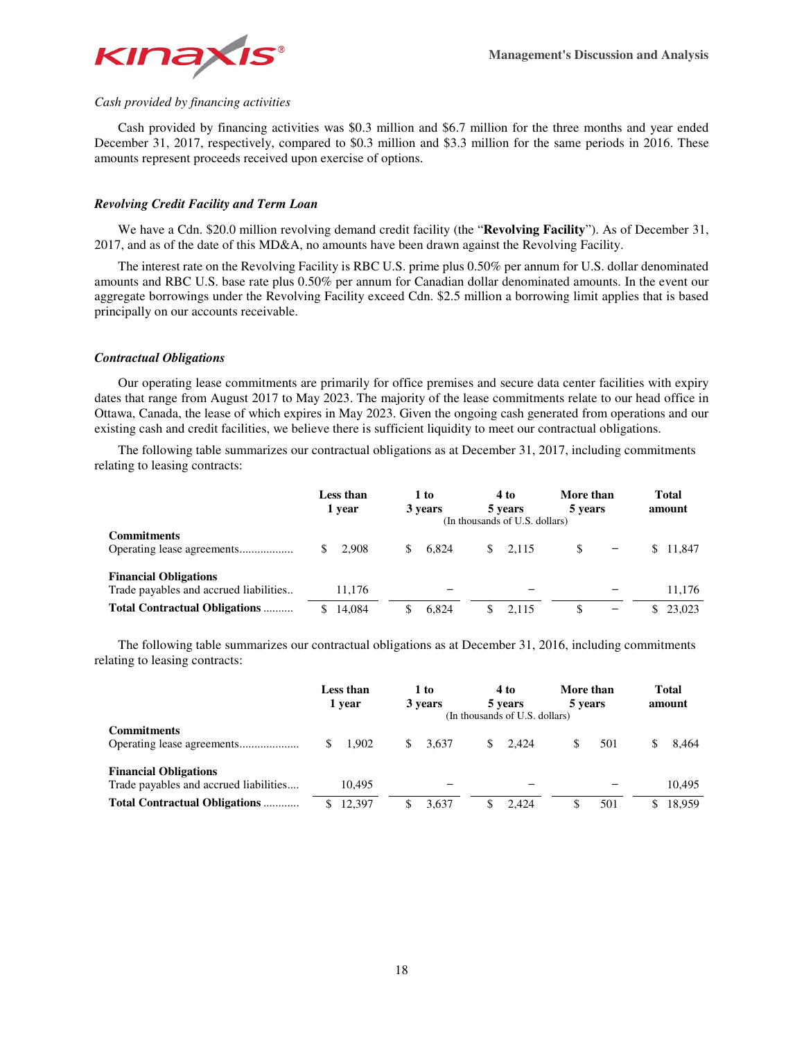*Cash provided by financing activities*

Cash provided by financing activities was $0.3 million and $6.7 million for the three months and year ended December 31, 2017, respectively, compared to $0.3 million and $3.3 million for the same periods in 2016. These amounts represent proceeds received upon exercise of options.

***Revolving Credit Facility and Term Loan***

We have a Cdn. $20.0 million revolving demand credit facility (the "**Revolving Facility**"). As of December 31, 2017, and as of the date of this MD&A, no amounts have been drawn against the Revolving Facility.

The interest rate on the Revolving Facility is RBC U.S. prime plus 0.50% per annum for U.S. dollar denominated amounts and RBC U.S. base rate plus 0.50% per annum for Canadian dollar denominated amounts. In the event our aggregate borrowings under the Revolving Facility exceed Cdn. $2.5 million a borrowing limit applies that is based principally on our accounts receivable.

***Contractual Obligations***

Our operating lease commitments are primarily for office premises and secure data center facilities with expiry dates that range from August 2017 to May 2023. The majority of the lease commitments relate to our head office in Ottawa, Canada, the lease of which expires in May 2023. Given the ongoing cash generated from operations and our existing cash and credit facilities, we believe there is sufficient liquidity to meet our contractual obligations.

The following table summarizes our contractual obligations as at December 31, 2017, including commitments relating to leasing contracts:

| | Less than 1 year | 1 to 3 years | 4 to 5 years | More than 5 years | Total amount |
|---|---|---|---|---|---|
| | | | (In thousands of U.S. dollars) | | |
| **Commitments** | | | | | |
| Operating lease agreements | $ 2,908 | $ 6,824 | $ 2,115 | $ – | $ 11,847 |
| **Financial Obligations** | | | | | |
| Trade payables and accrued liabilities | 11,176 | – | – | – | 11,176 |
| **Total Contractual Obligations** | $ 14,084 | $ 6,824 | $ 2,115 | $ – | $ 23,023 |

The following table summarizes our contractual obligations as at December 31, 2016, including commitments relating to leasing contracts:

| | Less than 1 year | 1 to 3 years | 4 to 5 years | More than 5 years | Total amount |
|---|---|---|---|---|---|
| | | | (In thousands of U.S. dollars) | | |
| **Commitments** | | | | | |
| Operating lease agreements | $ 1,902 | $ 3,637 | $ 2,424 | $ 501 | $ 8,464 |
| **Financial Obligations** | | | | | |
| Trade payables and accrued liabilities | 10,495 | – | – | – | 10,495 |
| **Total Contractual Obligations** | $ 12,397 | $ 3,637 | $ 2,424 | $ 501 | $ 18,959 |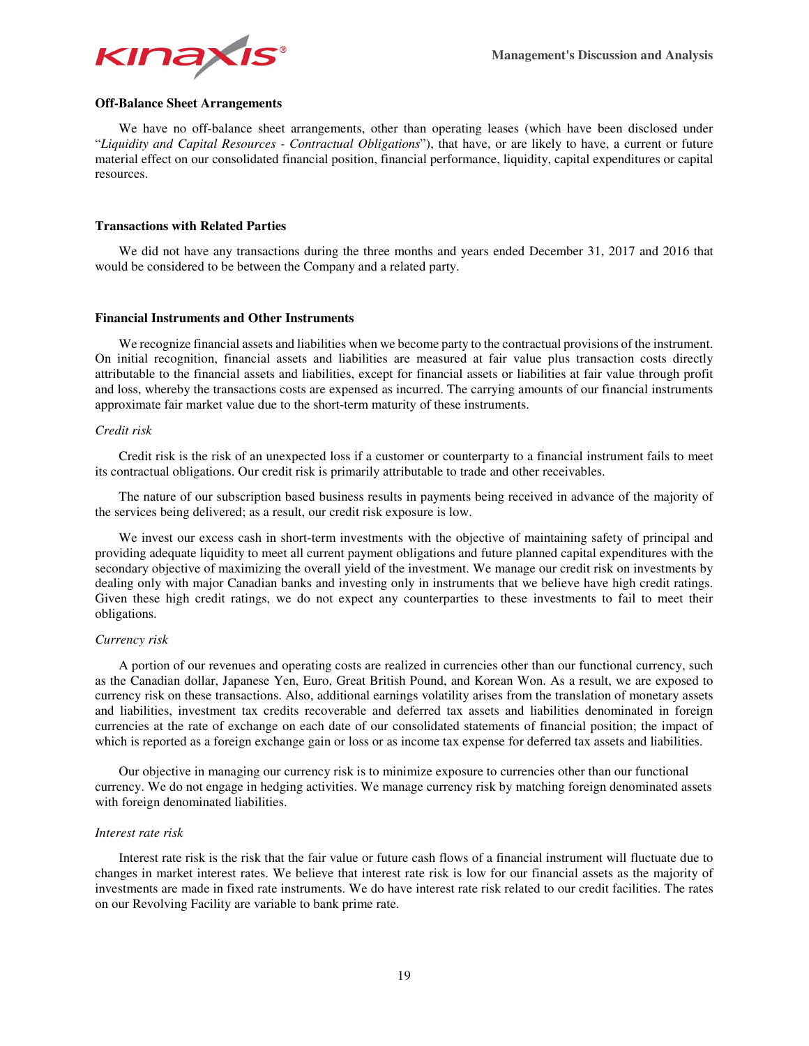### Off-Balance Sheet Arrangements

We have no off-balance sheet arrangements, other than operating leases (which have been disclosed under "*Liquidity and Capital Resources - Contractual Obligations*"), that have, or are likely to have, a current or future material effect on our consolidated financial position, financial performance, liquidity, capital expenditures or capital resources.

### Transactions with Related Parties

We did not have any transactions during the three months and years ended December 31, 2017 and 2016 that would be considered to be between the Company and a related party.

### Financial Instruments and Other Instruments

We recognize financial assets and liabilities when we become party to the contractual provisions of the instrument. On initial recognition, financial assets and liabilities are measured at fair value plus transaction costs directly attributable to the financial assets and liabilities, except for financial assets or liabilities at fair value through profit and loss, whereby the transactions costs are expensed as incurred. The carrying amounts of our financial instruments approximate fair market value due to the short-term maturity of these instruments.

*Credit risk*

Credit risk is the risk of an unexpected loss if a customer or counterparty to a financial instrument fails to meet its contractual obligations. Our credit risk is primarily attributable to trade and other receivables.

The nature of our subscription based business results in payments being received in advance of the majority of the services being delivered; as a result, our credit risk exposure is low.

We invest our excess cash in short-term investments with the objective of maintaining safety of principal and providing adequate liquidity to meet all current payment obligations and future planned capital expenditures with the secondary objective of maximizing the overall yield of the investment. We manage our credit risk on investments by dealing only with major Canadian banks and investing only in instruments that we believe have high credit ratings. Given these high credit ratings, we do not expect any counterparties to these investments to fail to meet their obligations.

*Currency risk*

A portion of our revenues and operating costs are realized in currencies other than our functional currency, such as the Canadian dollar, Japanese Yen, Euro, Great British Pound, and Korean Won. As a result, we are exposed to currency risk on these transactions. Also, additional earnings volatility arises from the translation of monetary assets and liabilities, investment tax credits recoverable and deferred tax assets and liabilities denominated in foreign currencies at the rate of exchange on each date of our consolidated statements of financial position; the impact of which is reported as a foreign exchange gain or loss or as income tax expense for deferred tax assets and liabilities.

Our objective in managing our currency risk is to minimize exposure to currencies other than our functional currency. We do not engage in hedging activities. We manage currency risk by matching foreign denominated assets with foreign denominated liabilities.

*Interest rate risk*

Interest rate risk is the risk that the fair value or future cash flows of a financial instrument will fluctuate due to changes in market interest rates. We believe that interest rate risk is low for our financial assets as the majority of investments are made in fixed rate instruments. We do have interest rate risk related to our credit facilities. The rates on our Revolving Facility are variable to bank prime rate.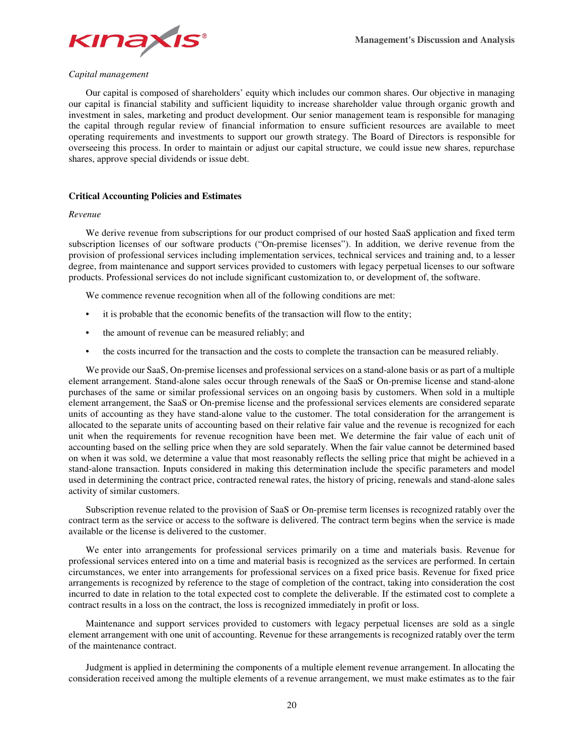*Capital management*

Our capital is composed of shareholders' equity which includes our common shares. Our objective in managing our capital is financial stability and sufficient liquidity to increase shareholder value through organic growth and investment in sales, marketing and product development. Our senior management team is responsible for managing the capital through regular review of financial information to ensure sufficient resources are available to meet operating requirements and investments to support our growth strategy. The Board of Directors is responsible for overseeing this process. In order to maintain or adjust our capital structure, we could issue new shares, repurchase shares, approve special dividends or issue debt.

## Critical Accounting Policies and Estimates

*Revenue*

We derive revenue from subscriptions for our product comprised of our hosted SaaS application and fixed term subscription licenses of our software products ("On-premise licenses"). In addition, we derive revenue from the provision of professional services including implementation services, technical services and training and, to a lesser degree, from maintenance and support services provided to customers with legacy perpetual licenses to our software products. Professional services do not include significant customization to, or development of, the software.

We commence revenue recognition when all of the following conditions are met:

- it is probable that the economic benefits of the transaction will flow to the entity;
- the amount of revenue can be measured reliably; and
- the costs incurred for the transaction and the costs to complete the transaction can be measured reliably.

We provide our SaaS, On-premise licenses and professional services on a stand-alone basis or as part of a multiple element arrangement. Stand-alone sales occur through renewals of the SaaS or On-premise license and stand-alone purchases of the same or similar professional services on an ongoing basis by customers. When sold in a multiple element arrangement, the SaaS or On-premise license and the professional services elements are considered separate units of accounting as they have stand-alone value to the customer. The total consideration for the arrangement is allocated to the separate units of accounting based on their relative fair value and the revenue is recognized for each unit when the requirements for revenue recognition have been met. We determine the fair value of each unit of accounting based on the selling price when they are sold separately. When the fair value cannot be determined based on when it was sold, we determine a value that most reasonably reflects the selling price that might be achieved in a stand-alone transaction. Inputs considered in making this determination include the specific parameters and model used in determining the contract price, contracted renewal rates, the history of pricing, renewals and stand-alone sales activity of similar customers.

Subscription revenue related to the provision of SaaS or On-premise term licenses is recognized ratably over the contract term as the service or access to the software is delivered. The contract term begins when the service is made available or the license is delivered to the customer.

We enter into arrangements for professional services primarily on a time and materials basis. Revenue for professional services entered into on a time and material basis is recognized as the services are performed. In certain circumstances, we enter into arrangements for professional services on a fixed price basis. Revenue for fixed price arrangements is recognized by reference to the stage of completion of the contract, taking into consideration the cost incurred to date in relation to the total expected cost to complete the deliverable. If the estimated cost to complete a contract results in a loss on the contract, the loss is recognized immediately in profit or loss.

Maintenance and support services provided to customers with legacy perpetual licenses are sold as a single element arrangement with one unit of accounting. Revenue for these arrangements is recognized ratably over the term of the maintenance contract.

Judgment is applied in determining the components of a multiple element revenue arrangement. In allocating the consideration received among the multiple elements of a revenue arrangement, we must make estimates as to the fair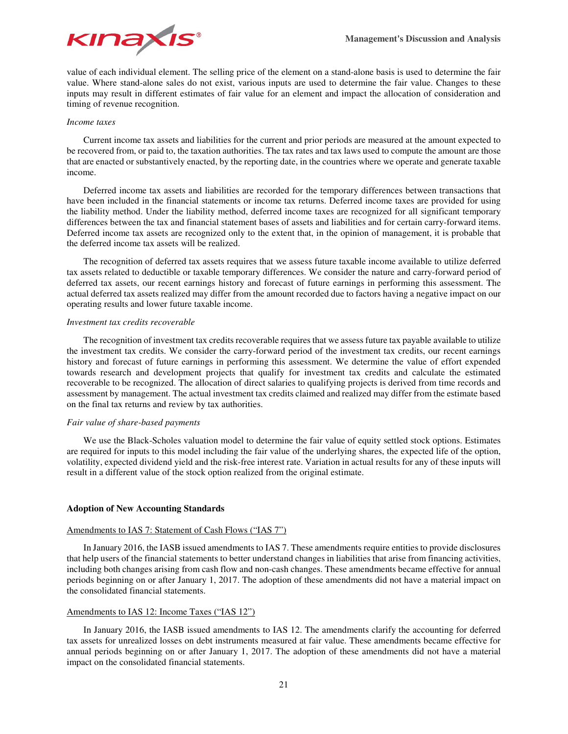value of each individual element. The selling price of the element on a stand-alone basis is used to determine the fair value. Where stand-alone sales do not exist, various inputs are used to determine the fair value. Changes to these inputs may result in different estimates of fair value for an element and impact the allocation of consideration and timing of revenue recognition.

*Income taxes*

Current income tax assets and liabilities for the current and prior periods are measured at the amount expected to be recovered from, or paid to, the taxation authorities. The tax rates and tax laws used to compute the amount are those that are enacted or substantively enacted, by the reporting date, in the countries where we operate and generate taxable income.

Deferred income tax assets and liabilities are recorded for the temporary differences between transactions that have been included in the financial statements or income tax returns. Deferred income taxes are provided for using the liability method. Under the liability method, deferred income taxes are recognized for all significant temporary differences between the tax and financial statement bases of assets and liabilities and for certain carry-forward items. Deferred income tax assets are recognized only to the extent that, in the opinion of management, it is probable that the deferred income tax assets will be realized.

The recognition of deferred tax assets requires that we assess future taxable income available to utilize deferred tax assets related to deductible or taxable temporary differences. We consider the nature and carry-forward period of deferred tax assets, our recent earnings history and forecast of future earnings in performing this assessment. The actual deferred tax assets realized may differ from the amount recorded due to factors having a negative impact on our operating results and lower future taxable income.

*Investment tax credits recoverable*

The recognition of investment tax credits recoverable requires that we assess future tax payable available to utilize the investment tax credits. We consider the carry-forward period of the investment tax credits, our recent earnings history and forecast of future earnings in performing this assessment. We determine the value of effort expended towards research and development projects that qualify for investment tax credits and calculate the estimated recoverable to be recognized. The allocation of direct salaries to qualifying projects is derived from time records and assessment by management. The actual investment tax credits claimed and realized may differ from the estimate based on the final tax returns and review by tax authorities.

*Fair value of share-based payments*

We use the Black-Scholes valuation model to determine the fair value of equity settled stock options. Estimates are required for inputs to this model including the fair value of the underlying shares, the expected life of the option, volatility, expected dividend yield and the risk-free interest rate. Variation in actual results for any of these inputs will result in a different value of the stock option realized from the original estimate.

## Adoption of New Accounting Standards

### Amendments to IAS 7: Statement of Cash Flows ("IAS 7")

In January 2016, the IASB issued amendments to IAS 7. These amendments require entities to provide disclosures that help users of the financial statements to better understand changes in liabilities that arise from financing activities, including both changes arising from cash flow and non-cash changes. These amendments became effective for annual periods beginning on or after January 1, 2017. The adoption of these amendments did not have a material impact on the consolidated financial statements.

### Amendments to IAS 12: Income Taxes ("IAS 12")

In January 2016, the IASB issued amendments to IAS 12. The amendments clarify the accounting for deferred tax assets for unrealized losses on debt instruments measured at fair value. These amendments became effective for annual periods beginning on or after January 1, 2017. The adoption of these amendments did not have a material impact on the consolidated financial statements.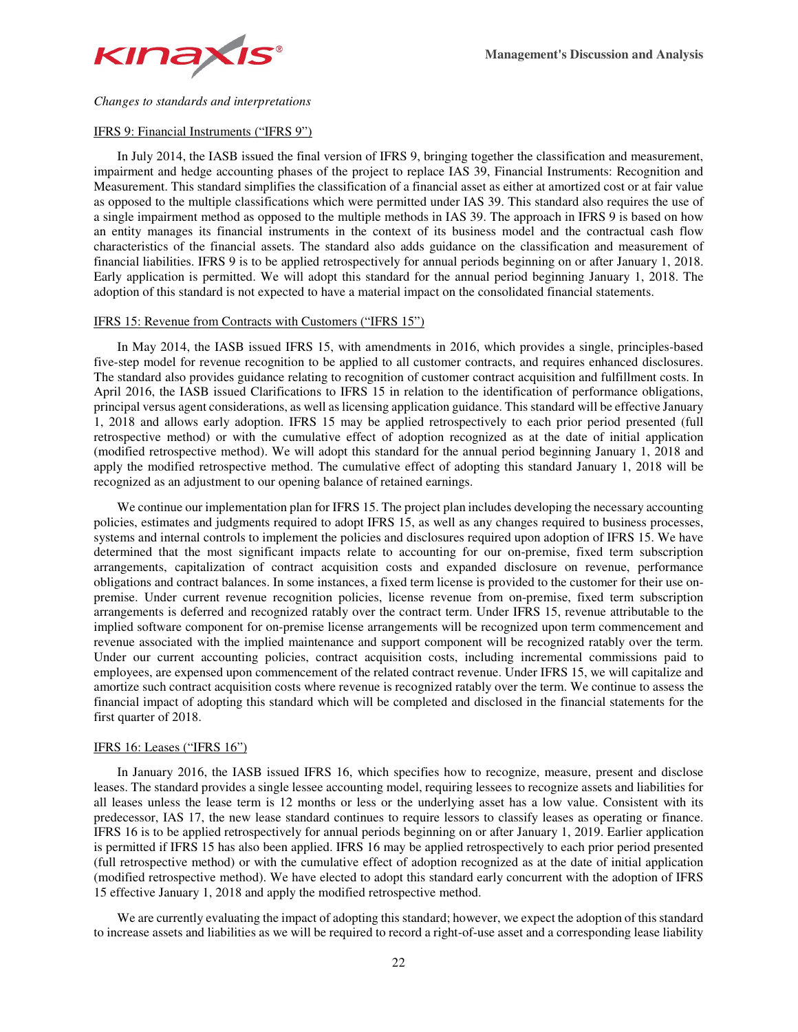*Changes to standards and interpretations*

IFRS 9: Financial Instruments ("IFRS 9")

In July 2014, the IASB issued the final version of IFRS 9, bringing together the classification and measurement, impairment and hedge accounting phases of the project to replace IAS 39, Financial Instruments: Recognition and Measurement. This standard simplifies the classification of a financial asset as either at amortized cost or at fair value as opposed to the multiple classifications which were permitted under IAS 39. This standard also requires the use of a single impairment method as opposed to the multiple methods in IAS 39. The approach in IFRS 9 is based on how an entity manages its financial instruments in the context of its business model and the contractual cash flow characteristics of the financial assets. The standard also adds guidance on the classification and measurement of financial liabilities. IFRS 9 is to be applied retrospectively for annual periods beginning on or after January 1, 2018. Early application is permitted. We will adopt this standard for the annual period beginning January 1, 2018. The adoption of this standard is not expected to have a material impact on the consolidated financial statements.

IFRS 15: Revenue from Contracts with Customers ("IFRS 15")

In May 2014, the IASB issued IFRS 15, with amendments in 2016, which provides a single, principles-based five-step model for revenue recognition to be applied to all customer contracts, and requires enhanced disclosures. The standard also provides guidance relating to recognition of customer contract acquisition and fulfillment costs. In April 2016, the IASB issued Clarifications to IFRS 15 in relation to the identification of performance obligations, principal versus agent considerations, as well as licensing application guidance. This standard will be effective January 1, 2018 and allows early adoption. IFRS 15 may be applied retrospectively to each prior period presented (full retrospective method) or with the cumulative effect of adoption recognized as at the date of initial application (modified retrospective method). We will adopt this standard for the annual period beginning January 1, 2018 and apply the modified retrospective method. The cumulative effect of adopting this standard January 1, 2018 will be recognized as an adjustment to our opening balance of retained earnings.

We continue our implementation plan for IFRS 15. The project plan includes developing the necessary accounting policies, estimates and judgments required to adopt IFRS 15, as well as any changes required to business processes, systems and internal controls to implement the policies and disclosures required upon adoption of IFRS 15. We have determined that the most significant impacts relate to accounting for our on-premise, fixed term subscription arrangements, capitalization of contract acquisition costs and expanded disclosure on revenue, performance obligations and contract balances. In some instances, a fixed term license is provided to the customer for their use on-premise. Under current revenue recognition policies, license revenue from on-premise, fixed term subscription arrangements is deferred and recognized ratably over the contract term. Under IFRS 15, revenue attributable to the implied software component for on-premise license arrangements will be recognized upon term commencement and revenue associated with the implied maintenance and support component will be recognized ratably over the term. Under our current accounting policies, contract acquisition costs, including incremental commissions paid to employees, are expensed upon commencement of the related contract revenue. Under IFRS 15, we will capitalize and amortize such contract acquisition costs where revenue is recognized ratably over the term. We continue to assess the financial impact of adopting this standard which will be completed and disclosed in the financial statements for the first quarter of 2018.

IFRS 16: Leases ("IFRS 16")

In January 2016, the IASB issued IFRS 16, which specifies how to recognize, measure, present and disclose leases. The standard provides a single lessee accounting model, requiring lessees to recognize assets and liabilities for all leases unless the lease term is 12 months or less or the underlying asset has a low value. Consistent with its predecessor, IAS 17, the new lease standard continues to require lessors to classify leases as operating or finance. IFRS 16 is to be applied retrospectively for annual periods beginning on or after January 1, 2019. Earlier application is permitted if IFRS 15 has also been applied. IFRS 16 may be applied retrospectively to each prior period presented (full retrospective method) or with the cumulative effect of adoption recognized as at the date of initial application (modified retrospective method). We have elected to adopt this standard early concurrent with the adoption of IFRS 15 effective January 1, 2018 and apply the modified retrospective method.

We are currently evaluating the impact of adopting this standard; however, we expect the adoption of this standard to increase assets and liabilities as we will be required to record a right-of-use asset and a corresponding lease liability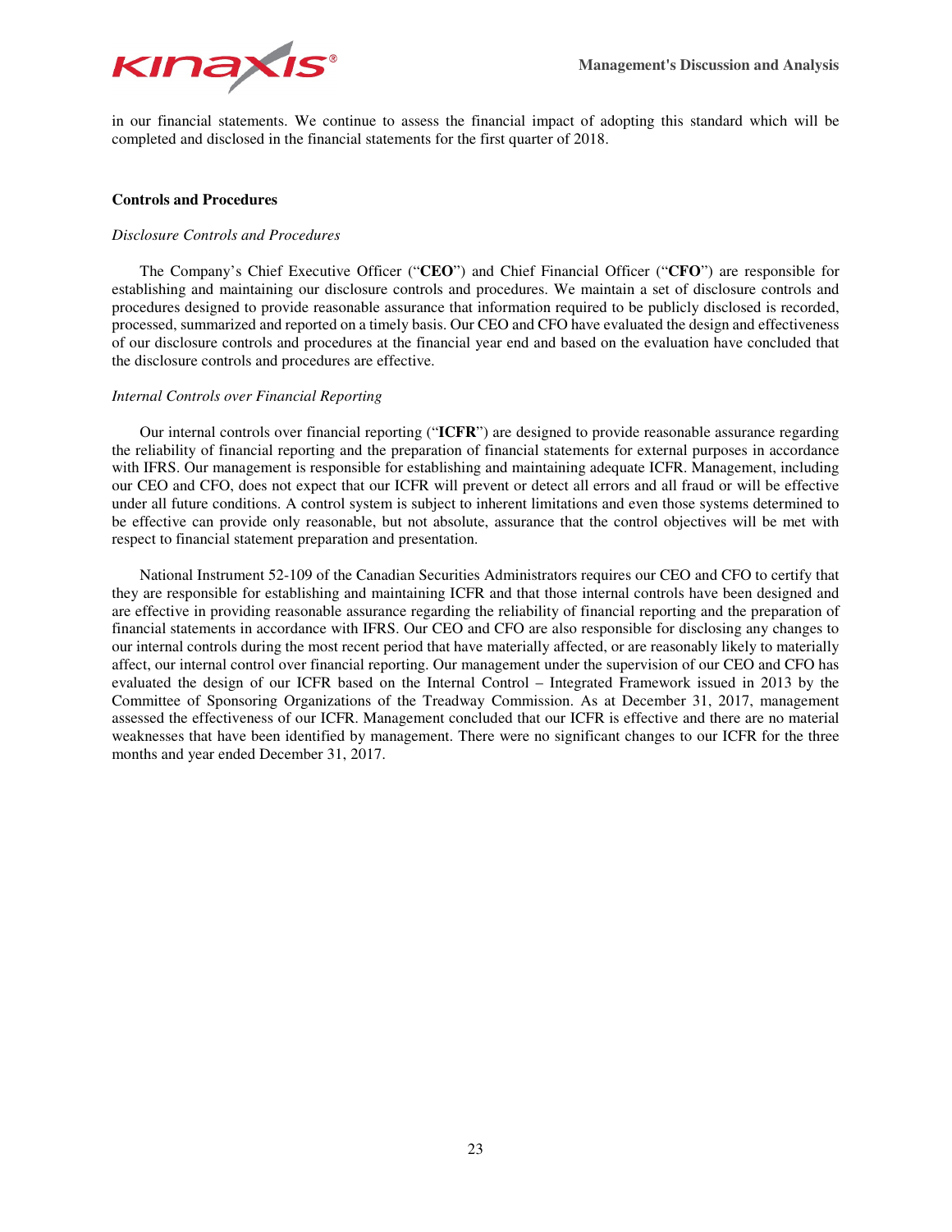in our financial statements. We continue to assess the financial impact of adopting this standard which will be completed and disclosed in the financial statements for the first quarter of 2018.

### Controls and Procedures

*Disclosure Controls and Procedures*

The Company's Chief Executive Officer ("**CEO**") and Chief Financial Officer ("**CFO**") are responsible for establishing and maintaining our disclosure controls and procedures. We maintain a set of disclosure controls and procedures designed to provide reasonable assurance that information required to be publicly disclosed is recorded, processed, summarized and reported on a timely basis. Our CEO and CFO have evaluated the design and effectiveness of our disclosure controls and procedures at the financial year end and based on the evaluation have concluded that the disclosure controls and procedures are effective.

*Internal Controls over Financial Reporting*

Our internal controls over financial reporting ("**ICFR**") are designed to provide reasonable assurance regarding the reliability of financial reporting and the preparation of financial statements for external purposes in accordance with IFRS. Our management is responsible for establishing and maintaining adequate ICFR. Management, including our CEO and CFO, does not expect that our ICFR will prevent or detect all errors and all fraud or will be effective under all future conditions. A control system is subject to inherent limitations and even those systems determined to be effective can provide only reasonable, but not absolute, assurance that the control objectives will be met with respect to financial statement preparation and presentation.

National Instrument 52-109 of the Canadian Securities Administrators requires our CEO and CFO to certify that they are responsible for establishing and maintaining ICFR and that those internal controls have been designed and are effective in providing reasonable assurance regarding the reliability of financial reporting and the preparation of financial statements in accordance with IFRS. Our CEO and CFO are also responsible for disclosing any changes to our internal controls during the most recent period that have materially affected, or are reasonably likely to materially affect, our internal control over financial reporting. Our management under the supervision of our CEO and CFO has evaluated the design of our ICFR based on the Internal Control – Integrated Framework issued in 2013 by the Committee of Sponsoring Organizations of the Treadway Commission. As at December 31, 2017, management assessed the effectiveness of our ICFR. Management concluded that our ICFR is effective and there are no material weaknesses that have been identified by management. There were no significant changes to our ICFR for the three months and year ended December 31, 2017.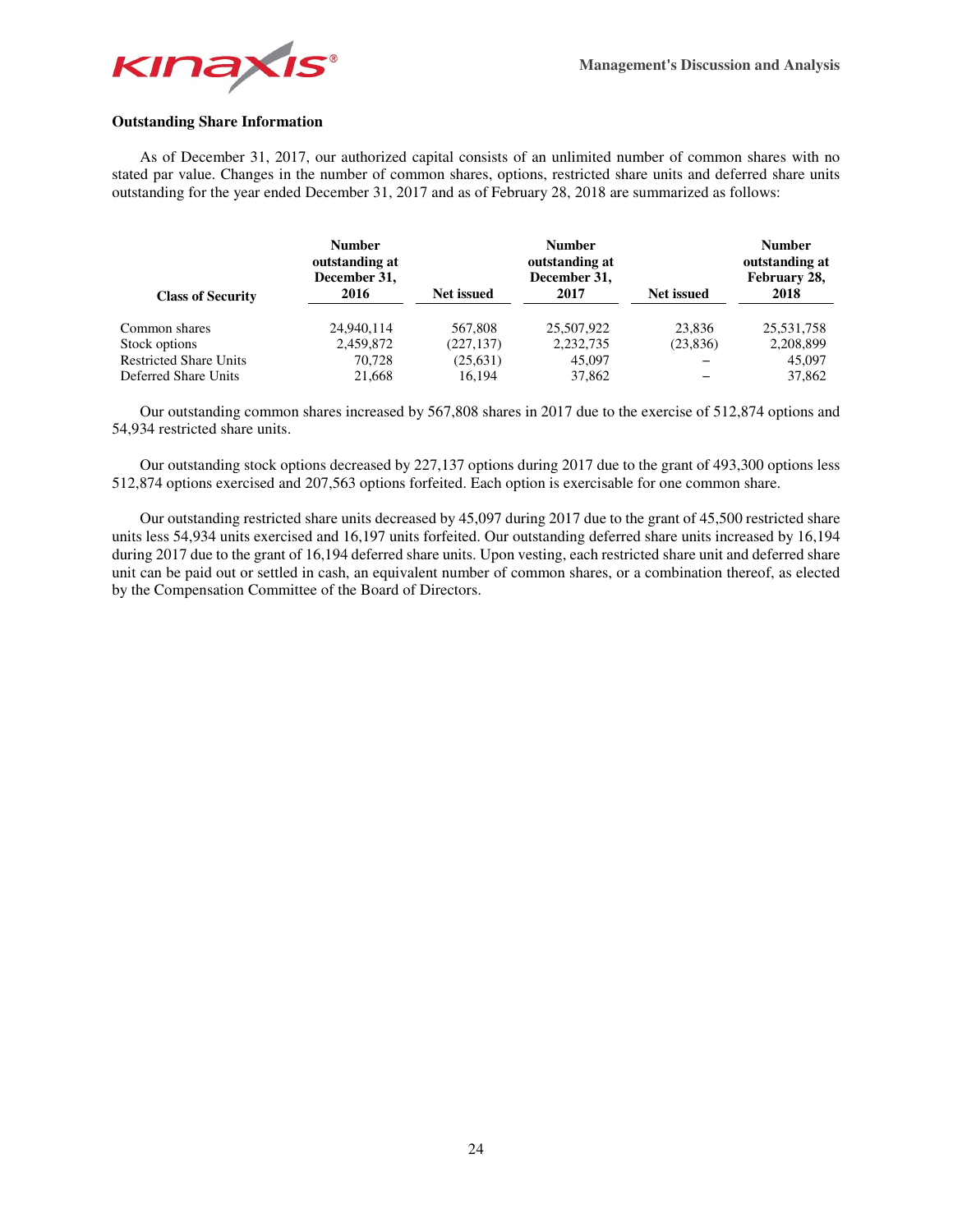### Outstanding Share Information

As of December 31, 2017, our authorized capital consists of an unlimited number of common shares with no stated par value. Changes in the number of common shares, options, restricted share units and deferred share units outstanding for the year ended December 31, 2017 and as of February 28, 2018 are summarized as follows:

| Class of Security | Number outstanding at December 31, 2016 | Net issued | Number outstanding at December 31, 2017 | Net issued | Number outstanding at February 28, 2018 |
|---|---|---|---|---|---|
| Common shares | 24,940,114 | 567,808 | 25,507,922 | 23,836 | 25,531,758 |
| Stock options | 2,459,872 | (227,137) | 2,232,735 | (23,836) | 2,208,899 |
| Restricted Share Units | 70,728 | (25,631) | 45,097 | – | 45,097 |
| Deferred Share Units | 21,668 | 16,194 | 37,862 | – | 37,862 |

Our outstanding common shares increased by 567,808 shares in 2017 due to the exercise of 512,874 options and 54,934 restricted share units.

Our outstanding stock options decreased by 227,137 options during 2017 due to the grant of 493,300 options less 512,874 options exercised and 207,563 options forfeited. Each option is exercisable for one common share.

Our outstanding restricted share units decreased by 45,097 during 2017 due to the grant of 45,500 restricted share units less 54,934 units exercised and 16,197 units forfeited. Our outstanding deferred share units increased by 16,194 during 2017 due to the grant of 16,194 deferred share units. Upon vesting, each restricted share unit and deferred share unit can be paid out or settled in cash, an equivalent number of common shares, or a combination thereof, as elected by the Compensation Committee of the Board of Directors.